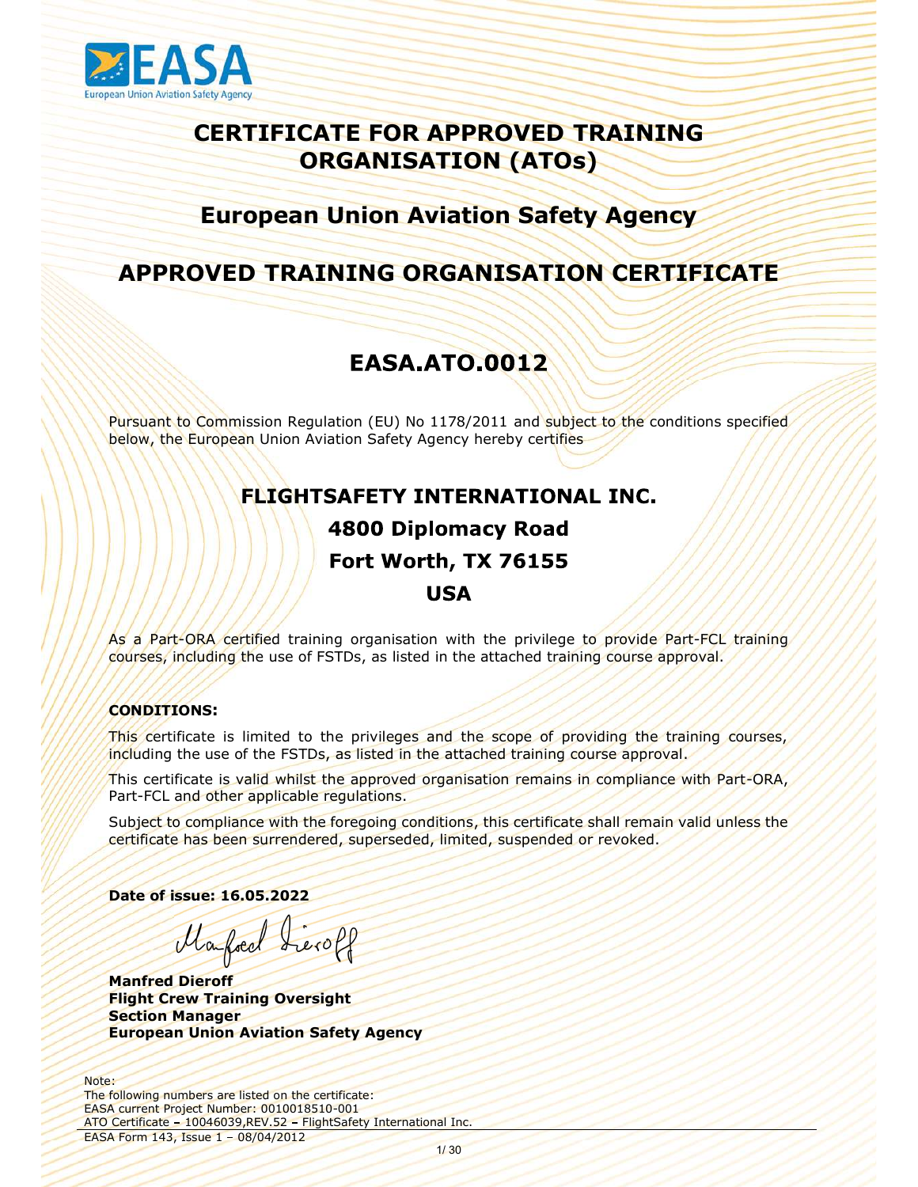EASA
European Union Aviation Safety Agency

# CERTIFICATE FOR APPROVED TRAINING ORGANISATION (ATOs)

## European Union Aviation Safety Agency

## APPROVED TRAINING ORGANISATION CERTIFICATE

## EASA.ATO.0012

Pursuant to Commission Regulation (EU) No 1178/2011 and subject to the conditions specified below, the European Union Aviation Safety Agency hereby certifies

**FLIGHTSAFETY INTERNATIONAL INC.**
**4800 Diplomacy Road**
**Fort Worth, TX 76155**
**USA**

As a Part-ORA certified training organisation with the privilege to provide Part-FCL training courses, including the use of FSTDs, as listed in the attached training course approval.

**CONDITIONS:**

This certificate is limited to the privileges and the scope of providing the training courses, including the use of the FSTDs, as listed in the attached training course approval.

This certificate is valid whilst the approved organisation remains in compliance with Part-ORA, Part-FCL and other applicable regulations.

Subject to compliance with the foregoing conditions, this certificate shall remain valid unless the certificate has been surrendered, superseded, limited, suspended or revoked.

**Date of issue: 16.05.2022**

Manfred Dieroff

**Manfred Dieroff**
**Flight Crew Training Oversight**
**Section Manager**
**European Union Aviation Safety Agency**

Note:
The following numbers are listed on the certificate:
EASA current Project Number: 0010018510-001
ATO Certificate – 10046039,REV.52 – FlightSafety International Inc.

EASA Form 143, Issue 1 – 08/04/2012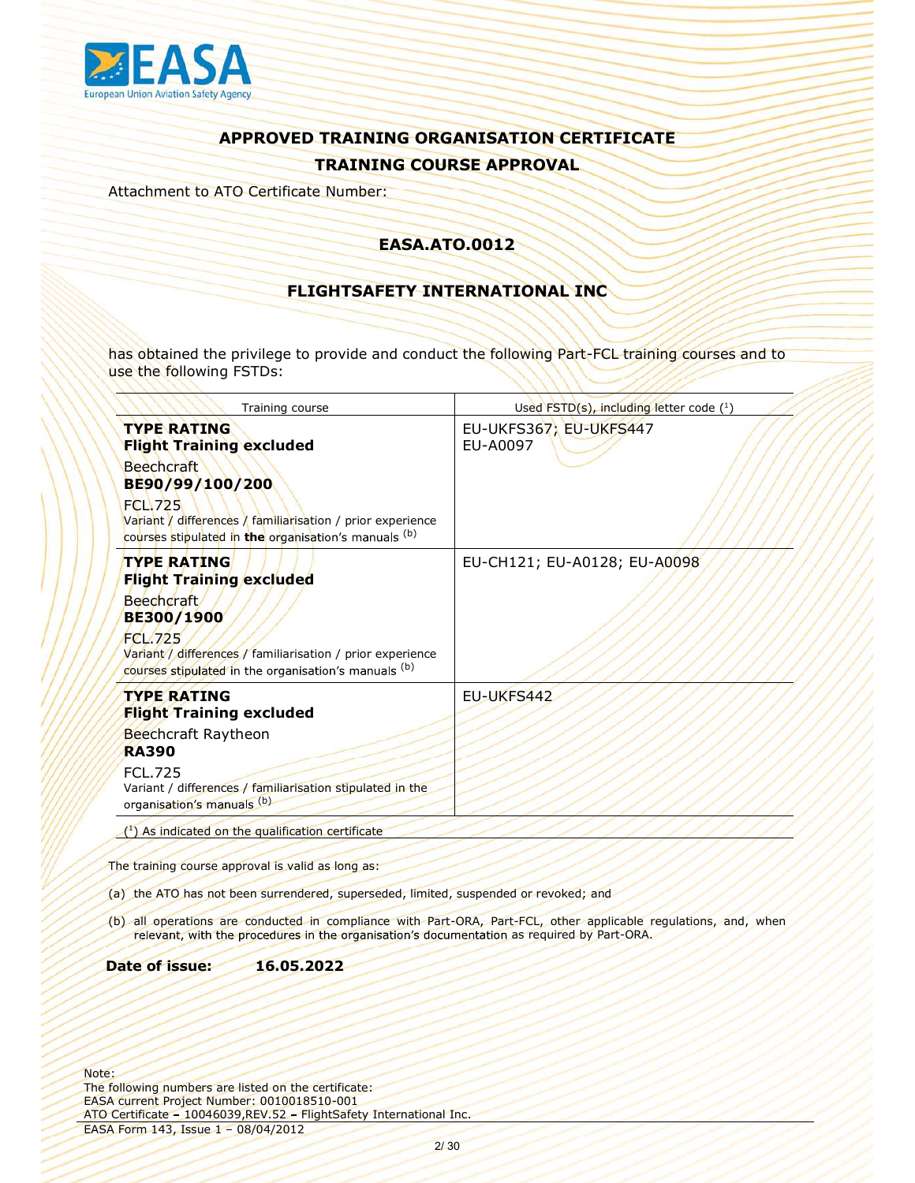# APPROVED TRAINING ORGANISATION CERTIFICATE

## TRAINING COURSE APPROVAL

Attachment to ATO Certificate Number:

**EASA.ATO.0012**

**FLIGHTSAFETY INTERNATIONAL INC**

has obtained the privilege to provide and conduct the following Part-FCL training courses and to use the following FSTDs:

| Training course | Used FSTD(s), including letter code (1) |
|---|---|
| **TYPE RATING** **Flight Training excluded** Beechcraft **BE90/99/100/200** FCL.725 Variant / differences / familiarisation / prior experience courses stipulated in **the** organisation's manuals (b) | EU-UKFS367; EU-UKFS447 EU-A0097 |
| **TYPE RATING** **Flight Training excluded** Beechcraft **BE300/1900** FCL.725 Variant / differences / familiarisation / prior experience courses stipulated in the organisation's manuals (b) | EU-CH121; EU-A0128; EU-A0098 |
| **TYPE RATING** **Flight Training excluded** Beechcraft Raytheon **RA390** FCL.725 Variant / differences / familiarisation stipulated in the organisation's manuals (b) | EU-UKFS442 |

(1) As indicated on the qualification certificate

The training course approval is valid as long as:

(a) the ATO has not been surrendered, superseded, limited, suspended or revoked; and

(b) all operations are conducted in compliance with Part-ORA, Part-FCL, other applicable regulations, and, when relevant, with the procedures in the organisation's documentation as required by Part-ORA.

**Date of issue: 16.05.2022**

Note:
The following numbers are listed on the certificate:
EASA current Project Number: 0010018510-001
ATO Certificate – 10046039,REV.52 – FlightSafety International Inc.

EASA Form 143, Issue 1 – 08/04/2012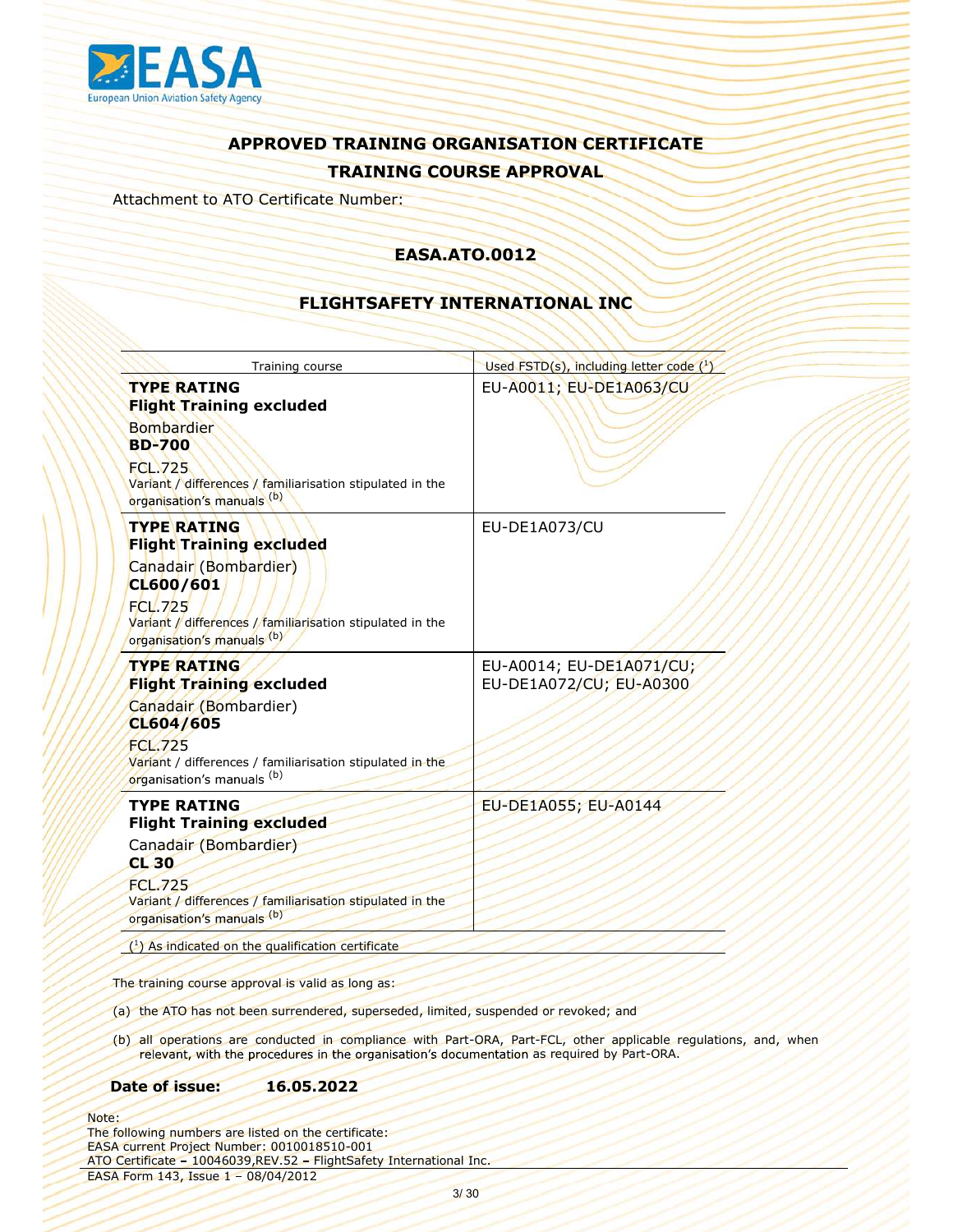# APPROVED TRAINING ORGANISATION CERTIFICATE

## TRAINING COURSE APPROVAL

Attachment to ATO Certificate Number:

**EASA.ATO.0012**

**FLIGHTSAFETY INTERNATIONAL INC**

| Training course | Used FSTD(s), including letter code (1) |
|---|---|
| **TYPE RATING**<br>**Flight Training excluded**<br>Bombardier<br>**BD-700**<br>FCL.725<br>Variant / differences / familiarisation stipulated in the organisation's manuals (b) | EU-A0011; EU-DE1A063/CU |
| **TYPE RATING**<br>**Flight Training excluded**<br>Canadair (Bombardier)<br>**CL600/601**<br>FCL.725<br>Variant / differences / familiarisation stipulated in the organisation's manuals (b) | EU-DE1A073/CU |
| **TYPE RATING**<br>**Flight Training excluded**<br>Canadair (Bombardier)<br>**CL604/605**<br>FCL.725<br>Variant / differences / familiarisation stipulated in the organisation's manuals (b) | EU-A0014; EU-DE1A071/CU; EU-DE1A072/CU; EU-A0300 |
| **TYPE RATING**<br>**Flight Training excluded**<br>Canadair (Bombardier)<br>**CL 30**<br>FCL.725<br>Variant / differences / familiarisation stipulated in the organisation's manuals (b) | EU-DE1A055; EU-A0144 |

(1) As indicated on the qualification certificate

The training course approval is valid as long as:

(a) the ATO has not been surrendered, superseded, limited, suspended or revoked; and

(b) all operations are conducted in compliance with Part-ORA, Part-FCL, other applicable regulations, and, when relevant, with the procedures in the organisation's documentation as required by Part-ORA.

**Date of issue:** **16.05.2022**

Note:
The following numbers are listed on the certificate:
EASA current Project Number: 0010018510-001
ATO Certificate – 10046039,REV.52 – FlightSafety International Inc.

EASA Form 143, Issue 1 – 08/04/2012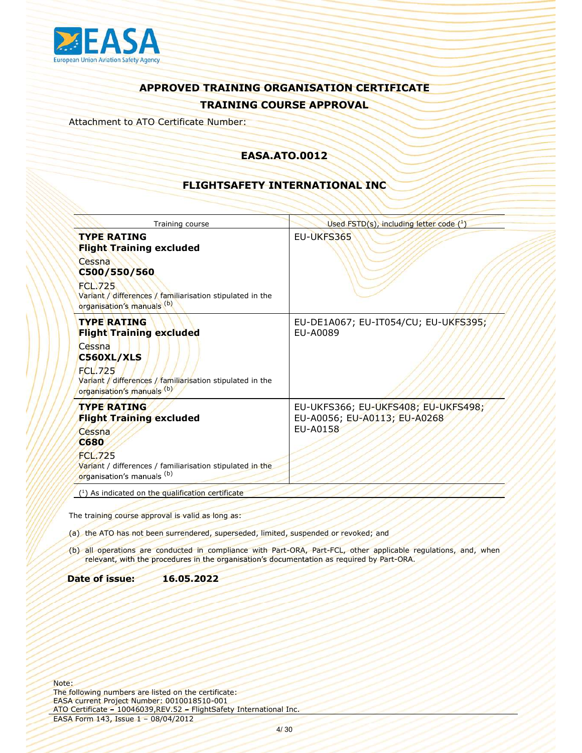## APPROVED TRAINING ORGANISATION CERTIFICATE

## TRAINING COURSE APPROVAL

Attachment to ATO Certificate Number:

**EASA.ATO.0012**

**FLIGHTSAFETY INTERNATIONAL INC**

| Training course | Used FSTD(s), including letter code (1) |
|---|---|
| **TYPE RATING**<br>**Flight Training excluded**<br>Cessna<br>**C500/550/560**<br>FCL.725<br>Variant / differences / familiarisation stipulated in the organisation's manuals (b) | EU-UKFS365 |
| **TYPE RATING**<br>**Flight Training excluded**<br>Cessna<br>**C560XL/XLS**<br>FCL.725<br>Variant / differences / familiarisation stipulated in the organisation's manuals (b) | EU-DE1A067; EU-IT054/CU; EU-UKFS395; EU-A0089 |
| **TYPE RATING**<br>**Flight Training excluded**<br>Cessna<br>**C680**<br>FCL.725<br>Variant / differences / familiarisation stipulated in the organisation's manuals (b) | EU-UKFS366; EU-UKFS408; EU-UKFS498; EU-A0056; EU-A0113; EU-A0268<br>EU-A0158 |

(1) As indicated on the qualification certificate

The training course approval is valid as long as:

(a) the ATO has not been surrendered, superseded, limited, suspended or revoked; and

(b) all operations are conducted in compliance with Part-ORA, Part-FCL, other applicable regulations, and, when relevant, with the procedures in the organisation's documentation as required by Part-ORA.

**Date of issue:** **16.05.2022**

Note:
The following numbers are listed on the certificate:
EASA current Project Number: 0010018510-001
ATO Certificate – 10046039,REV.52 – FlightSafety International Inc.

EASA Form 143, Issue 1 – 08/04/2012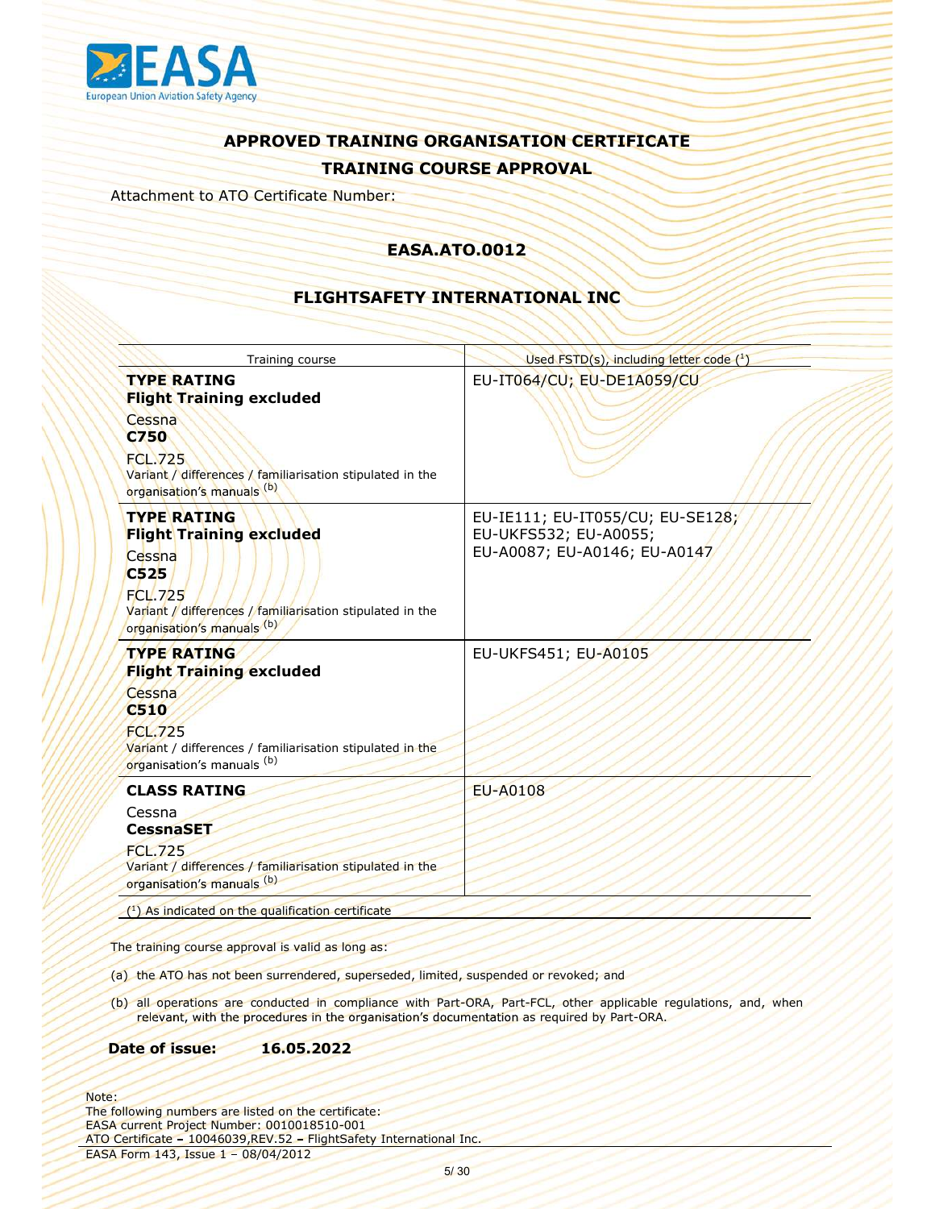# APPROVED TRAINING ORGANISATION CERTIFICATE

## TRAINING COURSE APPROVAL

Attachment to ATO Certificate Number:

**EASA.ATO.0012**

**FLIGHTSAFETY INTERNATIONAL INC**

| Training course | Used FSTD(s), including letter code [1] |
|---|---|
| **TYPE RATING**<br>**Flight Training excluded**<br>Cessna<br>**C750**<br>FCL.725<br>Variant / differences / familiarisation stipulated in the organisation's manuals [b] | EU-IT064/CU; EU-DE1A059/CU |
| **TYPE RATING**<br>**Flight Training excluded**<br>Cessna<br>**C525**<br>FCL.725<br>Variant / differences / familiarisation stipulated in the organisation's manuals [b] | EU-IE111; EU-IT055/CU; EU-SE128; EU-UKFS532; EU-A0055; EU-A0087; EU-A0146; EU-A0147 |
| **TYPE RATING**<br>**Flight Training excluded**<br>Cessna<br>**C510**<br>FCL.725<br>Variant / differences / familiarisation stipulated in the organisation's manuals [b] | EU-UKFS451; EU-A0105 |
| **CLASS RATING**<br>Cessna<br>**CessnaSET**<br>FCL.725<br>Variant / differences / familiarisation stipulated in the organisation's manuals [b] | EU-A0108 |

[1] As indicated on the qualification certificate

The training course approval is valid as long as:

(a) the ATO has not been surrendered, superseded, limited, suspended or revoked; and

(b) all operations are conducted in compliance with Part-ORA, Part-FCL, other applicable regulations, and, when relevant, with the procedures in the organisation's documentation as required by Part-ORA.

**Date of issue:** **16.05.2022**

Note:
The following numbers are listed on the certificate:
EASA current Project Number: 0010018510-001
ATO Certificate – 10046039,REV.52 – FlightSafety International Inc.

EASA Form 143, Issue 1 – 08/04/2012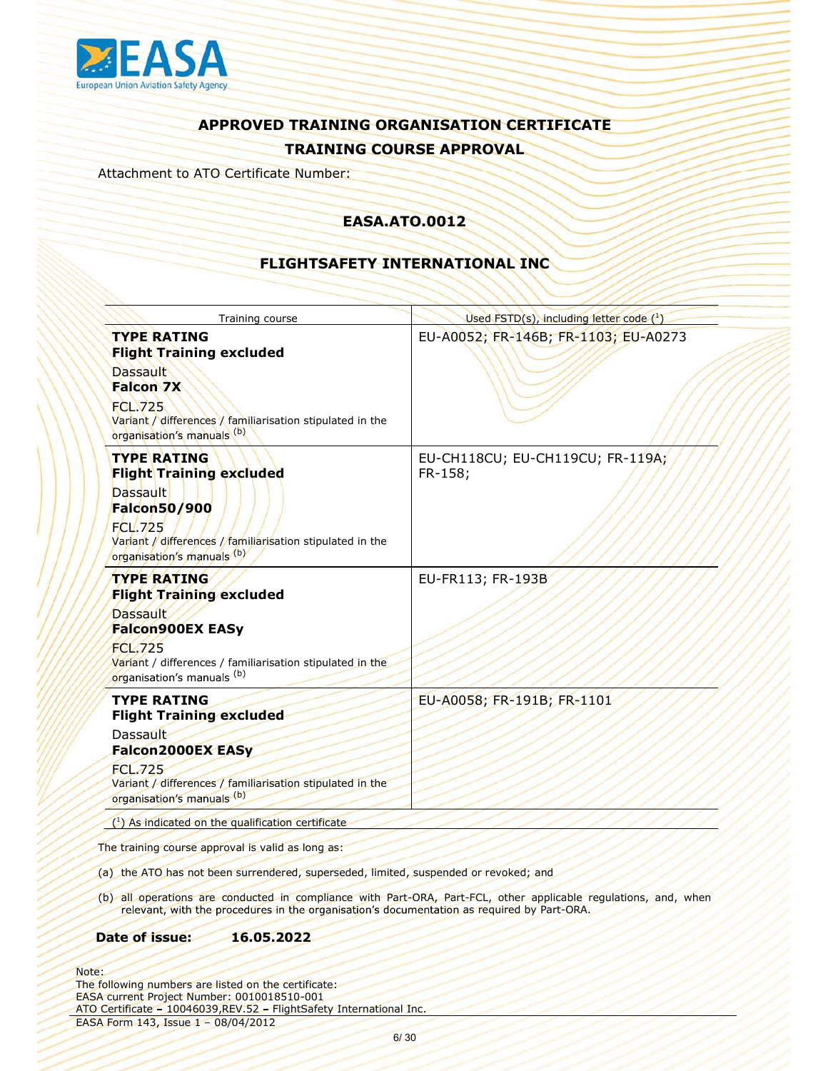## APPROVED TRAINING ORGANISATION CERTIFICATE

## TRAINING COURSE APPROVAL

Attachment to ATO Certificate Number:

**EASA.ATO.0012**

**FLIGHTSAFETY INTERNATIONAL INC**

| Training course | Used FSTD(s), including letter code [1] |
|---|---|
| **TYPE RATING**<br>**Flight Training excluded**<br>Dassault<br>**Falcon 7X**<br>FCL.725<br>Variant / differences / familiarisation stipulated in the organisation's manuals [b] | EU-A0052; FR-146B; FR-1103; EU-A0273 |
| **TYPE RATING**<br>**Flight Training excluded**<br>Dassault<br>**Falcon50/900**<br>FCL.725<br>Variant / differences / familiarisation stipulated in the organisation's manuals [b] | EU-CH118CU; EU-CH119CU; FR-119A; FR-158; |
| **TYPE RATING**<br>**Flight Training excluded**<br>Dassault<br>**Falcon900EX EASy**<br>FCL.725<br>Variant / differences / familiarisation stipulated in the organisation's manuals [b] | EU-FR113; FR-193B |
| **TYPE RATING**<br>**Flight Training excluded**<br>Dassault<br>**Falcon2000EX EASy**<br>FCL.725<br>Variant / differences / familiarisation stipulated in the organisation's manuals [b] | EU-A0058; FR-191B; FR-1101 |

([1]) As indicated on the qualification certificate

The training course approval is valid as long as:

(a) the ATO has not been surrendered, superseded, limited, suspended or revoked; and

(b) all operations are conducted in compliance with Part-ORA, Part-FCL, other applicable regulations, and, when relevant, with the procedures in the organisation's documentation as required by Part-ORA.

**Date of issue: 16.05.2022**

Note:
The following numbers are listed on the certificate:
EASA current Project Number: 0010018510-001
ATO Certificate – 10046039,REV.52 – FlightSafety International Inc.

EASA Form 143, Issue 1 – 08/04/2012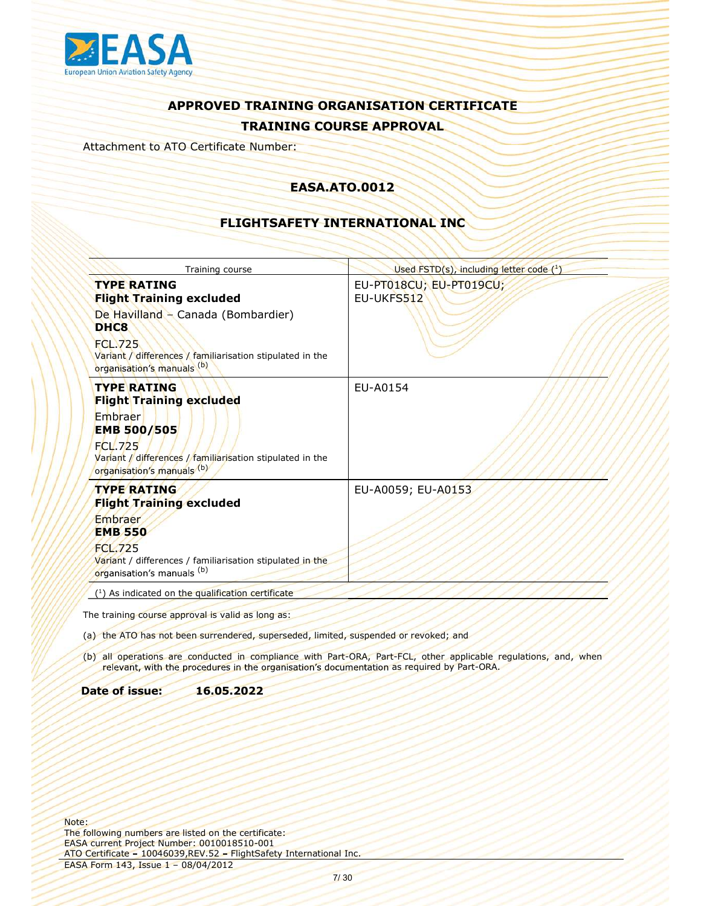# APPROVED TRAINING ORGANISATION CERTIFICATE

## TRAINING COURSE APPROVAL

Attachment to ATO Certificate Number:

**EASA.ATO.0012**

**FLIGHTSAFETY INTERNATIONAL INC**

| Training course | Used FSTD(s), including letter code [1] |
|---|---|
| **TYPE RATING**<br>**Flight Training excluded**<br>De Havilland – Canada (Bombardier)<br>**DHC8**<br>FCL.725<br>Variant / differences / familiarisation stipulated in the organisation's manuals [(b)] | EU-PT018CU; EU-PT019CU; EU-UKFS512 |
| **TYPE RATING**<br>**Flight Training excluded**<br>Embraer<br>**EMB 500/505**<br>FCL.725<br>Variant / differences / familiarisation stipulated in the organisation's manuals [(b)] | EU-A0154 |
| **TYPE RATING**<br>**Flight Training excluded**<br>Embraer<br>**EMB 550**<br>FCL.725<br>Variant / differences / familiarisation stipulated in the organisation's manuals [(b)] | EU-A0059; EU-A0153 |

[1] As indicated on the qualification certificate

The training course approval is valid as long as:

(a) the ATO has not been surrendered, superseded, limited, suspended or revoked; and

(b) all operations are conducted in compliance with Part-ORA, Part-FCL, other applicable regulations, and, when relevant, with the procedures in the organisation's documentation as required by Part-ORA.

**Date of issue:** **16.05.2022**

Note:
The following numbers are listed on the certificate:
EASA current Project Number: 0010018510-001
ATO Certificate – 10046039,REV.52 – FlightSafety International Inc.

EASA Form 143, Issue 1 – 08/04/2012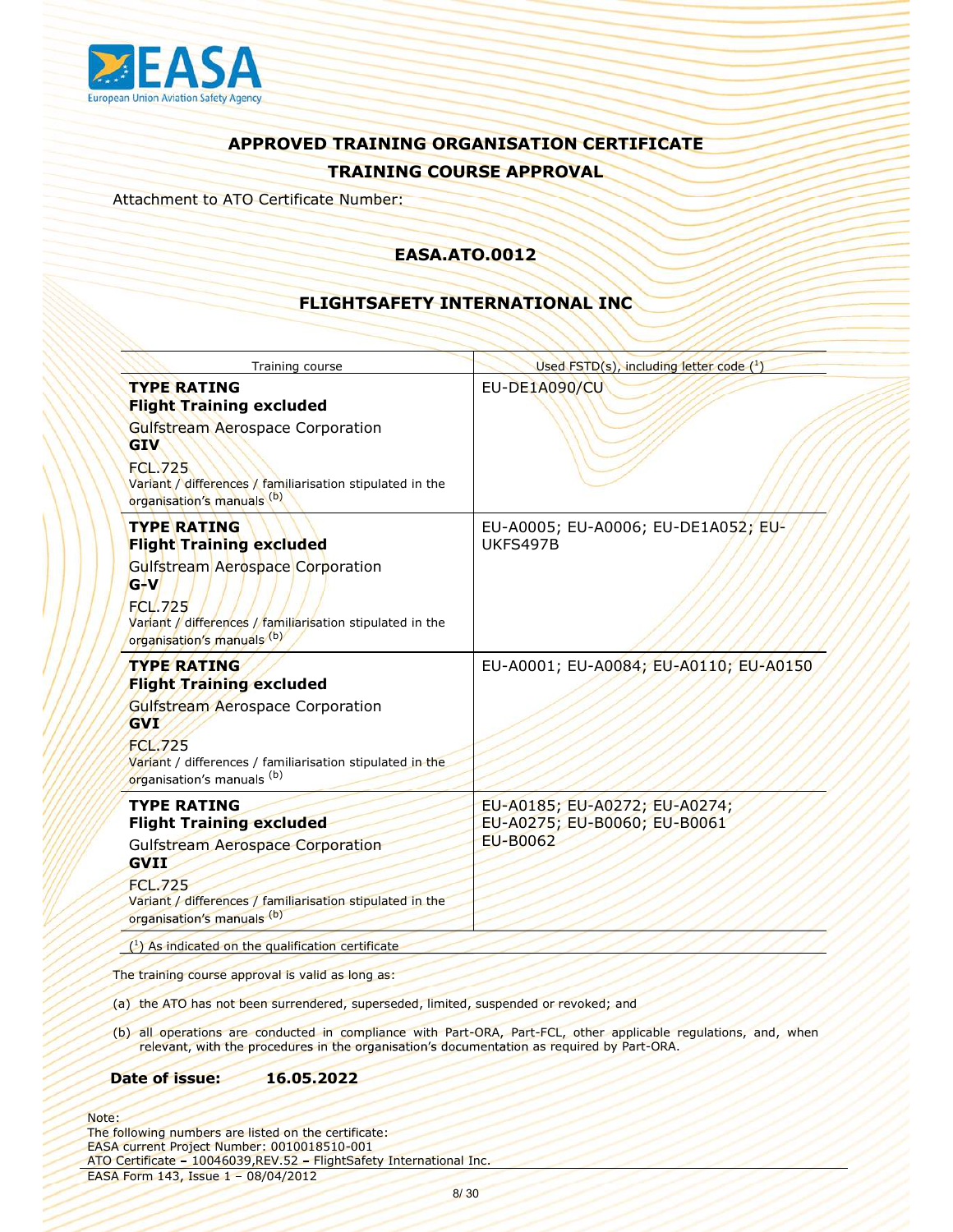## APPROVED TRAINING ORGANISATION CERTIFICATE

## TRAINING COURSE APPROVAL

Attachment to ATO Certificate Number:

### EASA.ATO.0012

### FLIGHTSAFETY INTERNATIONAL INC

| Training course | Used FSTD(s), including letter code [1] |
|---|---|
| **TYPE RATING** **Flight Training excluded** Gulfstream Aerospace Corporation **GIV** FCL.725 Variant / differences / familiarisation stipulated in the organisation's manuals [b] | EU-DE1A090/CU |
| **TYPE RATING** **Flight Training excluded** Gulfstream Aerospace Corporation **G-V** FCL.725 Variant / differences / familiarisation stipulated in the organisation's manuals [b] | EU-A0005; EU-A0006; EU-DE1A052; EU-UKFS497B |
| **TYPE RATING** **Flight Training excluded** Gulfstream Aerospace Corporation **GVI** FCL.725 Variant / differences / familiarisation stipulated in the organisation's manuals [b] | EU-A0001; EU-A0084; EU-A0110; EU-A0150 |
| **TYPE RATING** **Flight Training excluded** Gulfstream Aerospace Corporation **GVII** FCL.725 Variant / differences / familiarisation stipulated in the organisation's manuals [b] | EU-A0185; EU-A0272; EU-A0274; EU-A0275; EU-B0060; EU-B0061 EU-B0062 |

([1]) As indicated on the qualification certificate

The training course approval is valid as long as:

(a) the ATO has not been surrendered, superseded, limited, suspended or revoked; and

(b) all operations are conducted in compliance with Part-ORA, Part-FCL, other applicable regulations, and, when relevant, with the procedures in the organisation's documentation as required by Part-ORA.

**Date of issue: 16.05.2022**

Note:
The following numbers are listed on the certificate:
EASA current Project Number: 0010018510-001
ATO Certificate – 10046039,REV.52 – FlightSafety International Inc.

EASA Form 143, Issue 1 – 08/04/2012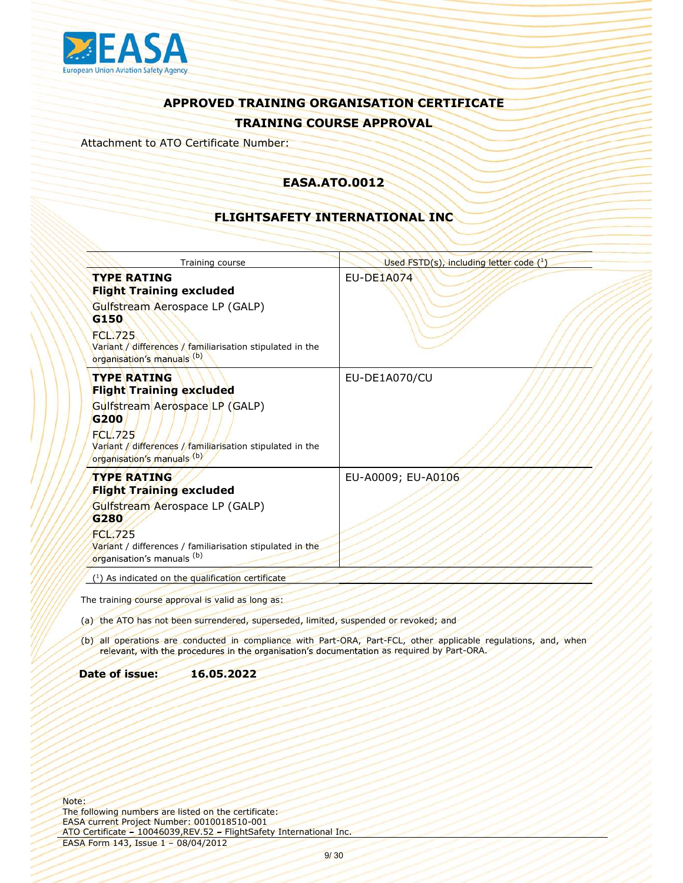## APPROVED TRAINING ORGANISATION CERTIFICATE

## TRAINING COURSE APPROVAL

Attachment to ATO Certificate Number:

**EASA.ATO.0012**

**FLIGHTSAFETY INTERNATIONAL INC**

| Training course | Used FSTD(s), including letter code (1) |
|---|---|
| **TYPE RATING**<br>**Flight Training excluded**<br>Gulfstream Aerospace LP (GALP)<br>**G150**<br>FCL.725<br>Variant / differences / familiarisation stipulated in the organisation's manuals [(b)] | EU-DE1A074 |
| **TYPE RATING**<br>**Flight Training excluded**<br>Gulfstream Aerospace LP (GALP)<br>**G200**<br>FCL.725<br>Variant / differences / familiarisation stipulated in the organisation's manuals [(b)] | EU-DE1A070/CU |
| **TYPE RATING**<br>**Flight Training excluded**<br>Gulfstream Aerospace LP (GALP)<br>**G280**<br>FCL.725<br>Variant / differences / familiarisation stipulated in the organisation's manuals [(b)] | EU-A0009; EU-A0106 |

(1) As indicated on the qualification certificate

The training course approval is valid as long as:

(a) the ATO has not been surrendered, superseded, limited, suspended or revoked; and

(b) all operations are conducted in compliance with Part-ORA, Part-FCL, other applicable regulations, and, when relevant, with the procedures in the organisation's documentation as required by Part-ORA.

**Date of issue:** **16.05.2022**

Note:
The following numbers are listed on the certificate:
EASA current Project Number: 0010018510-001
ATO Certificate – 10046039,REV.52 – FlightSafety International Inc.

EASA Form 143, Issue 1 – 08/04/2012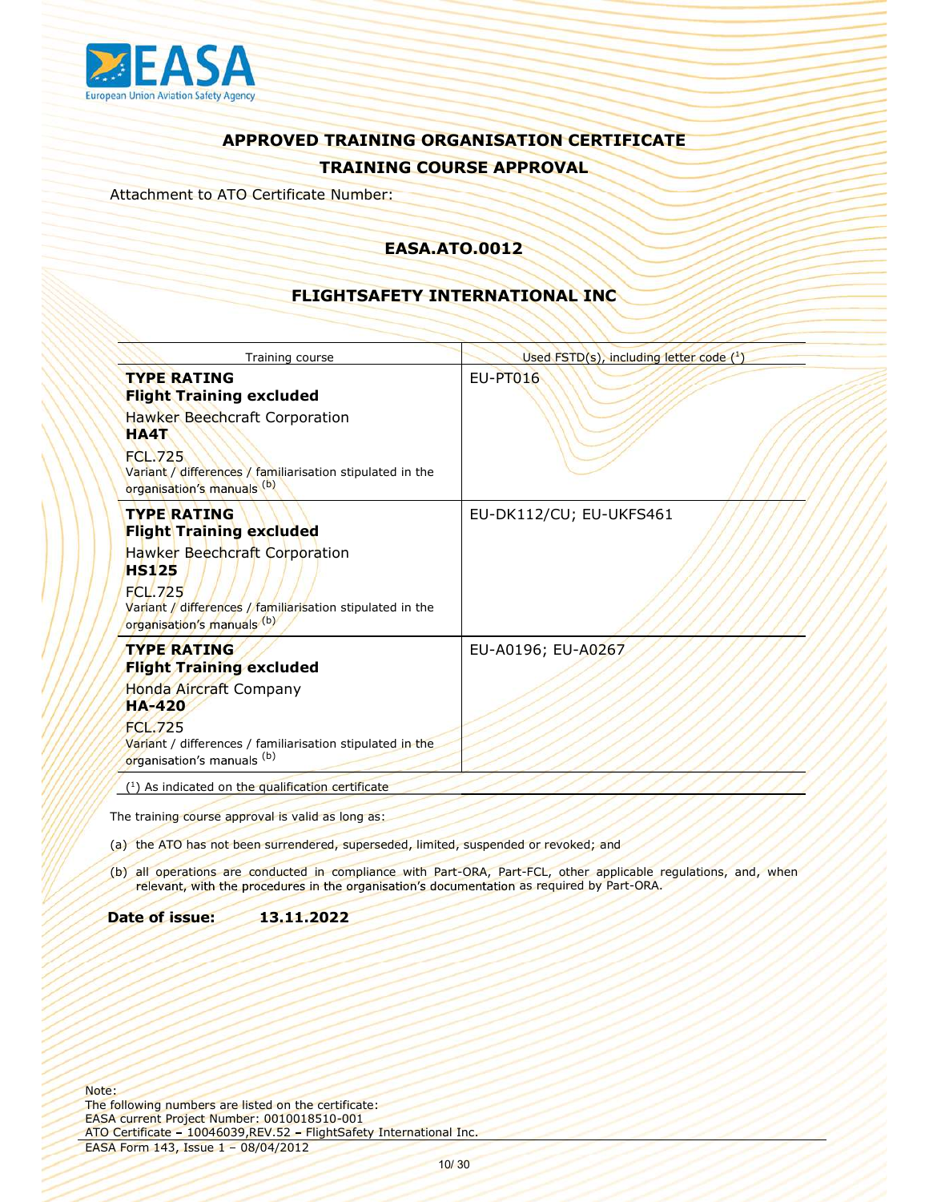## APPROVED TRAINING ORGANISATION CERTIFICATE

## TRAINING COURSE APPROVAL

Attachment to ATO Certificate Number:

**EASA.ATO.0012**

**FLIGHTSAFETY INTERNATIONAL INC**

| Training course | Used FSTD(s), including letter code [1] |
|---|---|
| **TYPE RATING**<br>**Flight Training excluded**<br>Hawker Beechcraft Corporation<br>**HA4T**<br>FCL.725<br>Variant / differences / familiarisation stipulated in the organisation's manuals [b] | EU-PT016 |
| **TYPE RATING**<br>**Flight Training excluded**<br>Hawker Beechcraft Corporation<br>**HS125**<br>FCL.725<br>Variant / differences / familiarisation stipulated in the organisation's manuals [b] | EU-DK112/CU; EU-UKFS461 |
| **TYPE RATING**<br>**Flight Training excluded**<br>Honda Aircraft Company<br>**HA-420**<br>FCL.725<br>Variant / differences / familiarisation stipulated in the organisation's manuals [b] | EU-A0196; EU-A0267 |

[1] As indicated on the qualification certificate

The training course approval is valid as long as:

(a) the ATO has not been surrendered, superseded, limited, suspended or revoked; and

(b) all operations are conducted in compliance with Part-ORA, Part-FCL, other applicable regulations, and, when relevant, with the procedures in the organisation's documentation as required by Part-ORA.

**Date of issue:** **13.11.2022**

Note:
The following numbers are listed on the certificate:
EASA current Project Number: 0010018510-001
ATO Certificate – 10046039,REV.52 – FlightSafety International Inc.

EASA Form 143, Issue 1 – 08/04/2012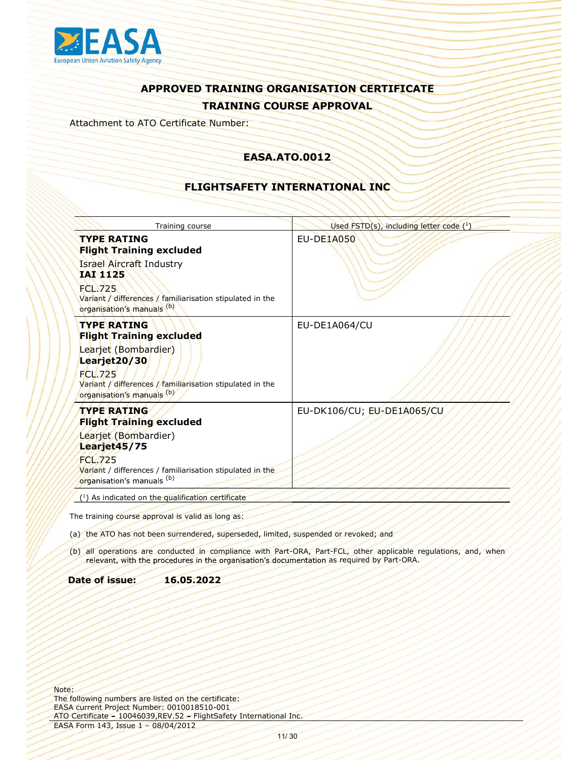## APPROVED TRAINING ORGANISATION CERTIFICATE

## TRAINING COURSE APPROVAL

Attachment to ATO Certificate Number:

### EASA.ATO.0012

### FLIGHTSAFETY INTERNATIONAL INC

| Training course | Used FSTD(s), including letter code (1) |
|---|---|
| **TYPE RATING** **Flight Training excluded** Israel Aircraft Industry **IAI 1125** FCL.725 Variant / differences / familiarisation stipulated in the organisation's manuals (b) | EU-DE1A050 |
| **TYPE RATING** **Flight Training excluded** Learjet (Bombardier) **Learjet20/30** FCL.725 Variant / differences / familiarisation stipulated in the organisation's manuals (b) | EU-DE1A064/CU |
| **TYPE RATING** **Flight Training excluded** Learjet (Bombardier) **Learjet45/75** FCL.725 Variant / differences / familiarisation stipulated in the organisation's manuals (b) | EU-DK106/CU; EU-DE1A065/CU |

(1) As indicated on the qualification certificate

The training course approval is valid as long as:

(a) the ATO has not been surrendered, superseded, limited, suspended or revoked; and

(b) all operations are conducted in compliance with Part-ORA, Part-FCL, other applicable regulations, and, when relevant, with the procedures in the organisation's documentation as required by Part-ORA.

**Date of issue: 16.05.2022**

Note:
The following numbers are listed on the certificate:
EASA current Project Number: 0010018510-001
ATO Certificate – 10046039,REV.52 – FlightSafety International Inc.
EASA Form 143, Issue 1 – 08/04/2012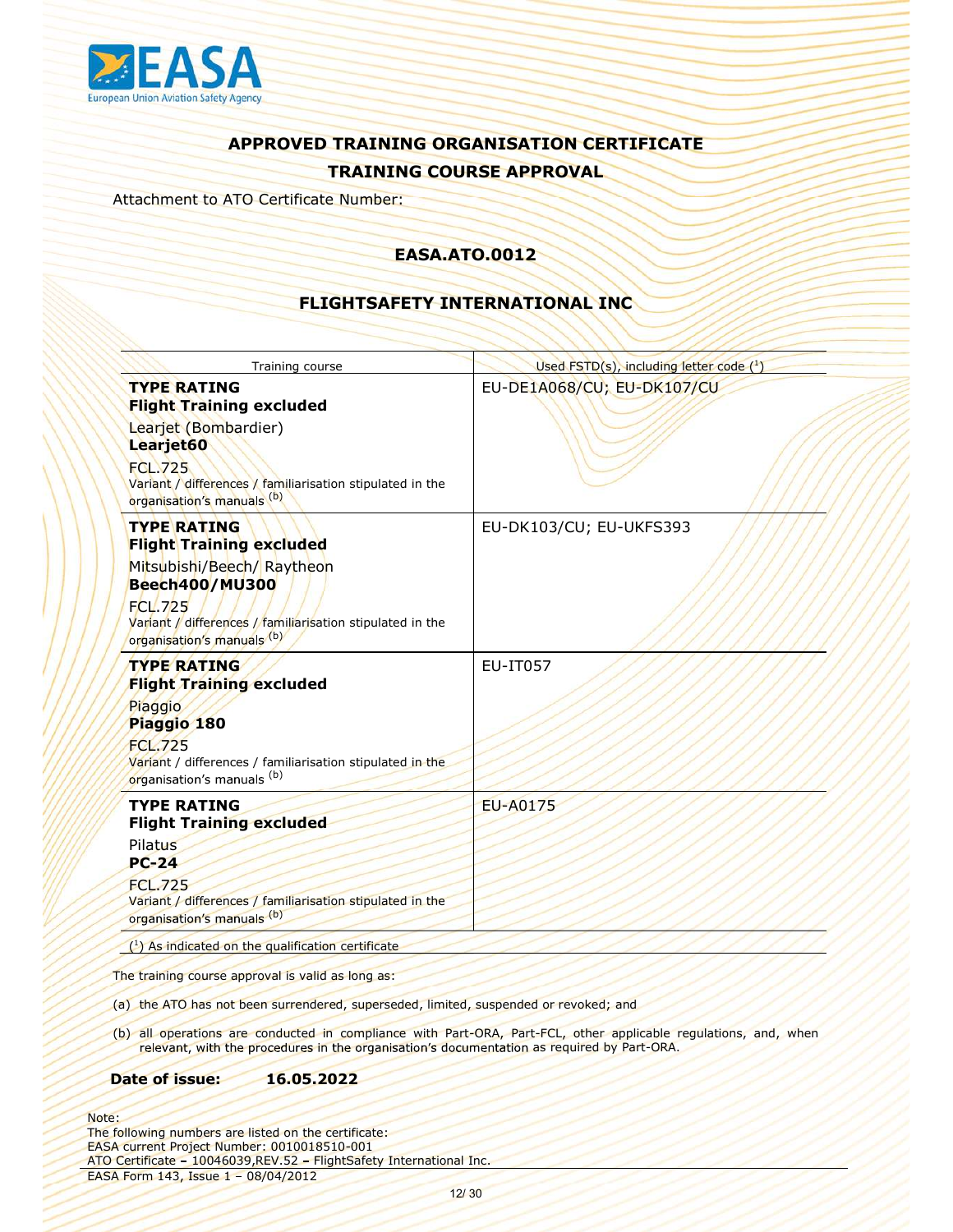## APPROVED TRAINING ORGANISATION CERTIFICATE

## TRAINING COURSE APPROVAL

Attachment to ATO Certificate Number:

**EASA.ATO.0012**

**FLIGHTSAFETY INTERNATIONAL INC**

| Training course | Used FSTD(s), including letter code (1) |
|---|---|
| **TYPE RATING**<br>**Flight Training excluded**<br>Learjet (Bombardier)<br>**Learjet60**<br>FCL.725<br>Variant / differences / familiarisation stipulated in the organisation's manuals (b) | EU-DE1A068/CU; EU-DK107/CU |
| **TYPE RATING**<br>**Flight Training excluded**<br>Mitsubishi/Beech/ Raytheon<br>**Beech400/MU300**<br>FCL.725<br>Variant / differences / familiarisation stipulated in the organisation's manuals (b) | EU-DK103/CU; EU-UKFS393 |
| **TYPE RATING**<br>**Flight Training excluded**<br>Piaggio<br>**Piaggio 180**<br>FCL.725<br>Variant / differences / familiarisation stipulated in the organisation's manuals (b) | EU-IT057 |
| **TYPE RATING**<br>**Flight Training excluded**<br>Pilatus<br>**PC-24**<br>FCL.725<br>Variant / differences / familiarisation stipulated in the organisation's manuals (b) | EU-A0175 |

(1) As indicated on the qualification certificate

The training course approval is valid as long as:

(a) the ATO has not been surrendered, superseded, limited, suspended or revoked; and

(b) all operations are conducted in compliance with Part-ORA, Part-FCL, other applicable regulations, and, when relevant, with the procedures in the organisation's documentation as required by Part-ORA.

**Date of issue: 16.05.2022**

Note:
The following numbers are listed on the certificate:
EASA current Project Number: 0010018510-001
ATO Certificate – 10046039,REV.52 – FlightSafety International Inc.
EASA Form 143, Issue 1 – 08/04/2012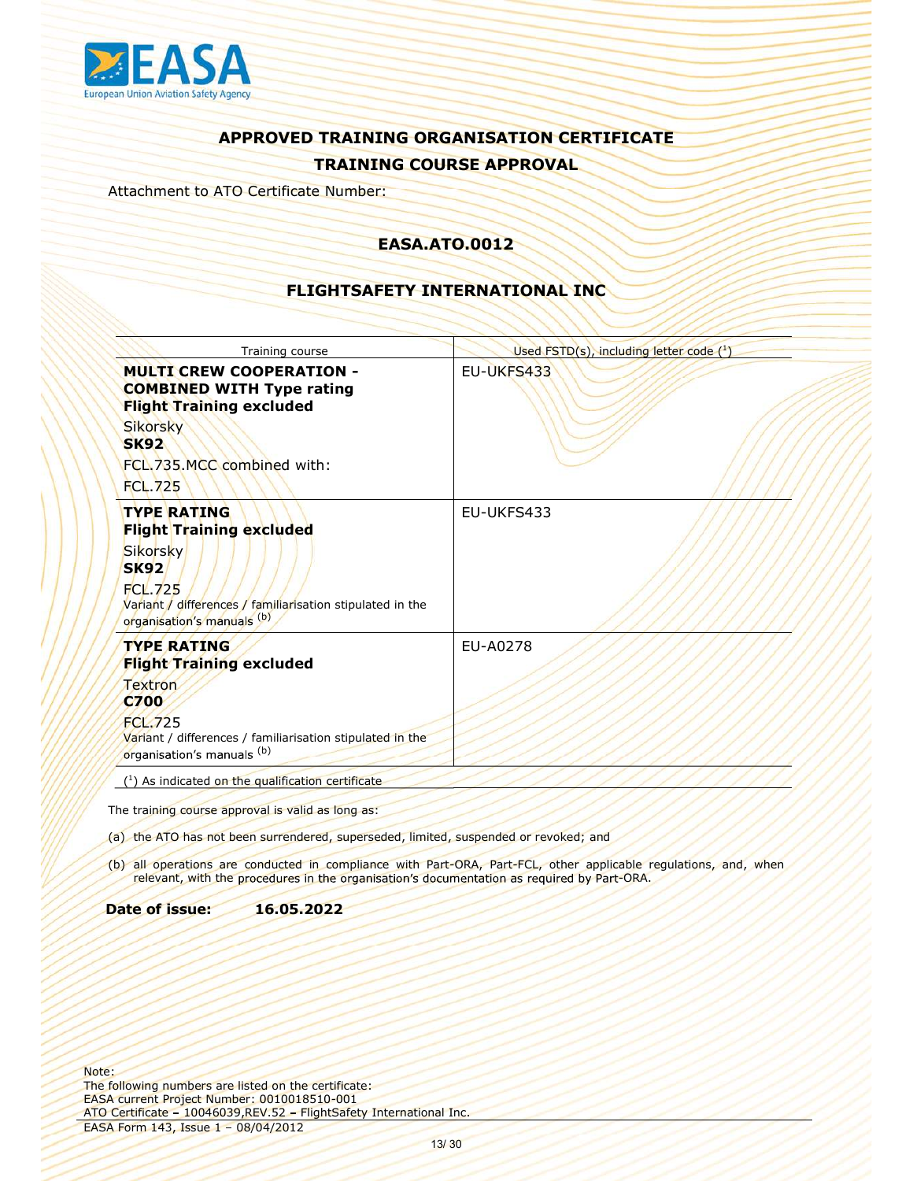# APPROVED TRAINING ORGANISATION CERTIFICATE

## TRAINING COURSE APPROVAL

Attachment to ATO Certificate Number:

### EASA.ATO.0012

### FLIGHTSAFETY INTERNATIONAL INC

| Training course | Used FSTD(s), including letter code [1] |
|---|---|
| **MULTI CREW COOPERATION - COMBINED WITH Type rating Flight Training excluded**<br>Sikorsky<br>**SK92**<br>FCL.735.MCC combined with:<br>FCL.725 | EU-UKFS433 |
| **TYPE RATING Flight Training excluded**<br>Sikorsky<br>**SK92**<br>FCL.725<br>Variant / differences / familiarisation stipulated in the organisation's manuals [(b)] | EU-UKFS433 |
| **TYPE RATING Flight Training excluded**<br>Textron<br>**C700**<br>FCL.725<br>Variant / differences / familiarisation stipulated in the organisation's manuals [(b)] | EU-A0278 |

([1]) As indicated on the qualification certificate

The training course approval is valid as long as:

(a) the ATO has not been surrendered, superseded, limited, suspended or revoked; and

(b) all operations are conducted in compliance with Part-ORA, Part-FCL, other applicable regulations, and, when relevant, with the procedures in the organisation's documentation as required by Part-ORA.

**Date of issue: 16.05.2022**

Note:
The following numbers are listed on the certificate:
EASA current Project Number: 0010018510-001
ATO Certificate – 10046039,REV.52 – FlightSafety International Inc.
EASA Form 143, Issue 1 – 08/04/2012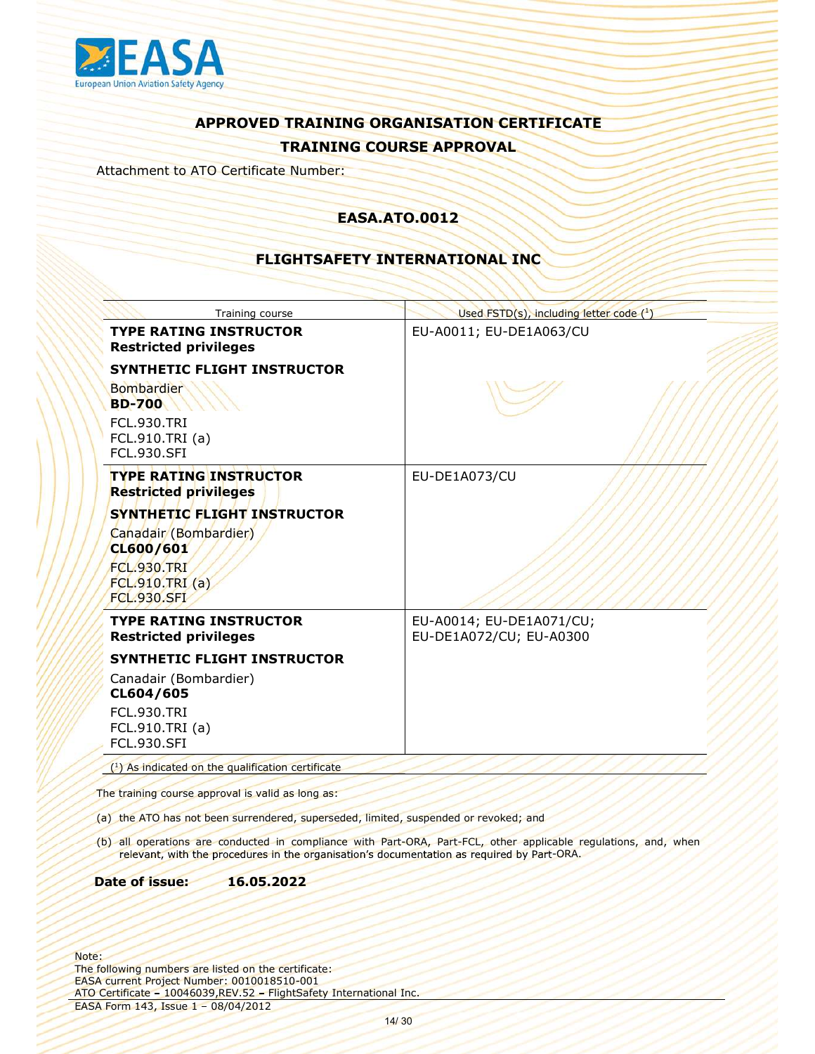## APPROVED TRAINING ORGANISATION CERTIFICATE

## TRAINING COURSE APPROVAL

Attachment to ATO Certificate Number:

**EASA.ATO.0012**

**FLIGHTSAFETY INTERNATIONAL INC**

| Training course | Used FSTD(s), including letter code [1] |
|---|---|
| **TYPE RATING INSTRUCTOR Restricted privileges**<br>**SYNTHETIC FLIGHT INSTRUCTOR**<br>Bombardier **BD-700**<br>FCL.930.TRI<br>FCL.910.TRI (a)<br>FCL.930.SFI | EU-A0011; EU-DE1A063/CU |
| **TYPE RATING INSTRUCTOR Restricted privileges**<br>**SYNTHETIC FLIGHT INSTRUCTOR**<br>Canadair (Bombardier) **CL600/601**<br>FCL.930.TRI<br>FCL.910.TRI (a)<br>FCL.930.SFI | EU-DE1A073/CU |
| **TYPE RATING INSTRUCTOR Restricted privileges**<br>**SYNTHETIC FLIGHT INSTRUCTOR**<br>Canadair (Bombardier) **CL604/605**<br>FCL.930.TRI<br>FCL.910.TRI (a)<br>FCL.930.SFI | EU-A0014; EU-DE1A071/CU; EU-DE1A072/CU; EU-A0300 |

[1] As indicated on the qualification certificate

The training course approval is valid as long as:

(a) the ATO has not been surrendered, superseded, limited, suspended or revoked; and

(b) all operations are conducted in compliance with Part-ORA, Part-FCL, other applicable regulations, and, when relevant, with the procedures in the organisation's documentation as required by Part-ORA.

**Date of issue:** **16.05.2022**

Note:
The following numbers are listed on the certificate:
EASA current Project Number: 0010018510-001
ATO Certificate – 10046039,REV.52 – FlightSafety International Inc.
EASA Form 143, Issue 1 – 08/04/2012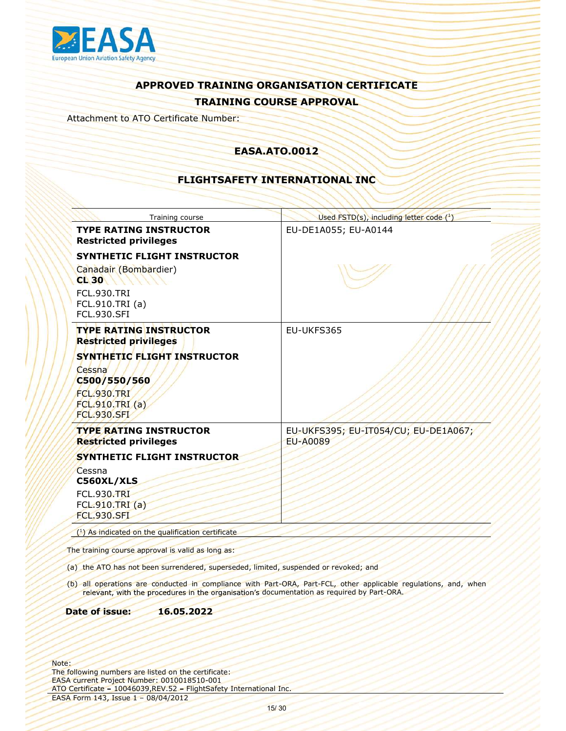EASA
European Union Aviation Safety Agency

## APPROVED TRAINING ORGANISATION CERTIFICATE

## TRAINING COURSE APPROVAL

Attachment to ATO Certificate Number:

### EASA.ATO.0012

### FLIGHTSAFETY INTERNATIONAL INC

| Training course | Used FSTD(s), including letter code ([1]) |
|---|---|
| **TYPE RATING INSTRUCTOR Restricted privileges**<br><br>**SYNTHETIC FLIGHT INSTRUCTOR**<br><br>Canadair (Bombardier)<br>**CL 30**<br><br>FCL.930.TRI<br>FCL.910.TRI (a)<br>FCL.930.SFI | EU-DE1A055; EU-A0144 |
| **TYPE RATING INSTRUCTOR Restricted privileges**<br><br>**SYNTHETIC FLIGHT INSTRUCTOR**<br><br>Cessna<br>**C500/550/560**<br><br>FCL.930.TRI<br>FCL.910.TRI (a)<br>FCL.930.SFI | EU-UKFS365 |
| **TYPE RATING INSTRUCTOR Restricted privileges**<br><br>**SYNTHETIC FLIGHT INSTRUCTOR**<br><br>Cessna<br>**C560XL/XLS**<br><br>FCL.930.TRI<br>FCL.910.TRI (a)<br>FCL.930.SFI | EU-UKFS395; EU-IT054/CU; EU-DE1A067; EU-A0089 |

([1]) As indicated on the qualification certificate

The training course approval is valid as long as:

(a) the ATO has not been surrendered, superseded, limited, suspended or revoked; and

(b) all operations are conducted in compliance with Part-ORA, Part-FCL, other applicable regulations, and, when relevant, with the procedures in the organisation's documentation as required by Part-ORA.

**Date of issue: 16.05.2022**

Note:
The following numbers are listed on the certificate:
EASA current Project Number: 0010018510-001
ATO Certificate – 10046039,REV.52 – FlightSafety International Inc.

EASA Form 143, Issue 1 – 08/04/2012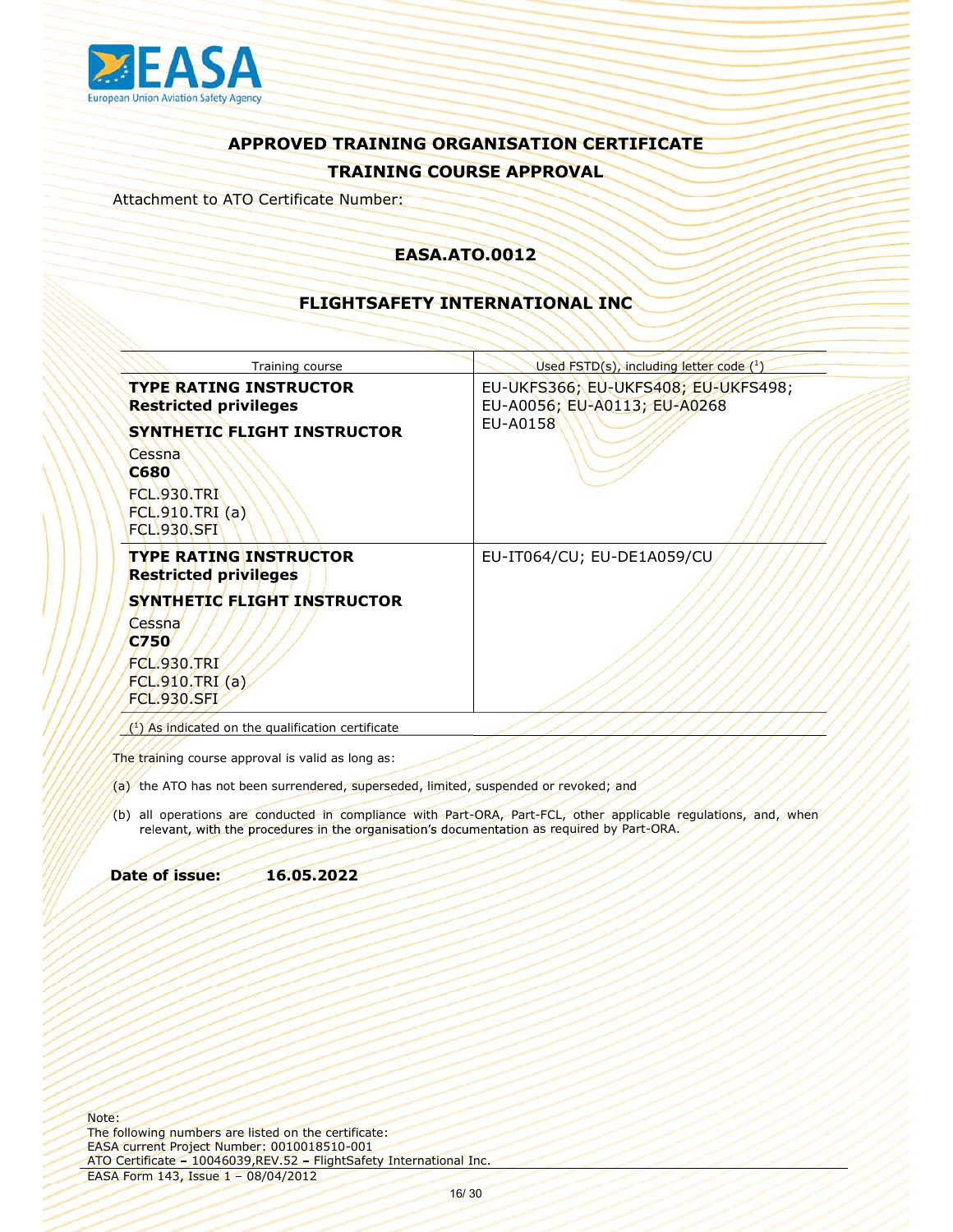# APPROVED TRAINING ORGANISATION CERTIFICATE

## TRAINING COURSE APPROVAL

Attachment to ATO Certificate Number:

**EASA.ATO.0012**

**FLIGHTSAFETY INTERNATIONAL INC**

| Training course | Used FSTD(s), including letter code ([1]) |
|---|---|
| **TYPE RATING INSTRUCTOR**<br>**Restricted privileges**<br><br>**SYNTHETIC FLIGHT INSTRUCTOR**<br><br>Cessna<br>**C680**<br><br>FCL.930.TRI<br>FCL.910.TRI (a)<br>FCL.930.SFI | EU-UKFS366; EU-UKFS408; EU-UKFS498;<br>EU-A0056; EU-A0113; EU-A0268<br>EU-A0158 |
| **TYPE RATING INSTRUCTOR**<br>**Restricted privileges**<br><br>**SYNTHETIC FLIGHT INSTRUCTOR**<br><br>Cessna<br>**C750**<br><br>FCL.930.TRI<br>FCL.910.TRI (a)<br>FCL.930.SFI | EU-IT064/CU; EU-DE1A059/CU |

([1]) As indicated on the qualification certificate

The training course approval is valid as long as:

(a) the ATO has not been surrendered, superseded, limited, suspended or revoked; and

(b) all operations are conducted in compliance with Part-ORA, Part-FCL, other applicable regulations, and, when relevant, with the procedures in the organisation's documentation as required by Part-ORA.

**Date of issue: 16.05.2022**

Note:
The following numbers are listed on the certificate:
EASA current Project Number: 0010018510-001
ATO Certificate – 10046039,REV.52 – FlightSafety International Inc.

EASA Form 143, Issue 1 – 08/04/2012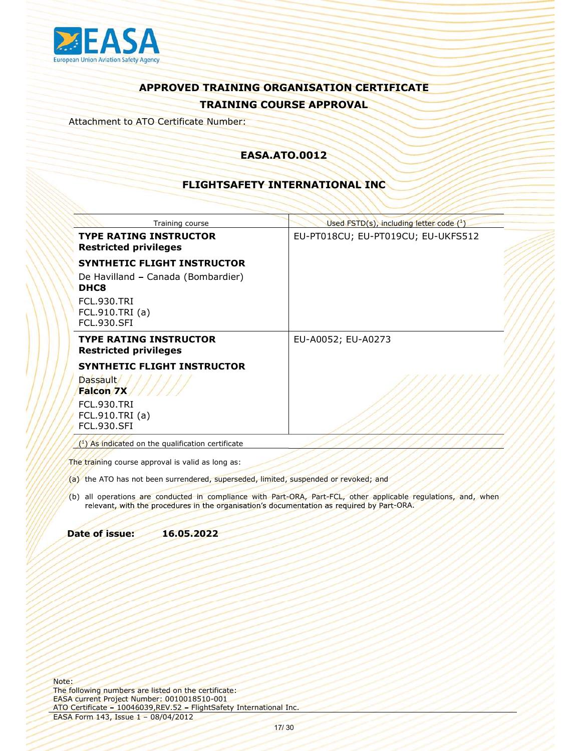## APPROVED TRAINING ORGANISATION CERTIFICATE

## TRAINING COURSE APPROVAL

Attachment to ATO Certificate Number:

### EASA.ATO.0012

### FLIGHTSAFETY INTERNATIONAL INC

| Training course | Used FSTD(s), including letter code [1] |
| --- | --- |
| **TYPE RATING INSTRUCTOR Restricted privileges**<br><br>**SYNTHETIC FLIGHT INSTRUCTOR**<br><br>De Havilland – Canada (Bombardier) **DHC8**<br><br>FCL.930.TRI<br>FCL.910.TRI (a)<br>FCL.930.SFI | EU-PT018CU; EU-PT019CU; EU-UKFS512 |
| **TYPE RATING INSTRUCTOR Restricted privileges**<br><br>**SYNTHETIC FLIGHT INSTRUCTOR**<br><br>Dassault **Falcon 7X**<br><br>FCL.930.TRI<br>FCL.910.TRI (a)<br>FCL.930.SFI | EU-A0052; EU-A0273 |

[1] As indicated on the qualification certificate

The training course approval is valid as long as:

(a) the ATO has not been surrendered, superseded, limited, suspended or revoked; and

(b) all operations are conducted in compliance with Part-ORA, Part-FCL, other applicable regulations, and, when relevant, with the procedures in the organisation's documentation as required by Part-ORA.

**Date of issue: 16.05.2022**

Note:
The following numbers are listed on the certificate:
EASA current Project Number: 0010018510-001
ATO Certificate – 10046039,REV.52 – FlightSafety International Inc.

EASA Form 143, Issue 1 – 08/04/2012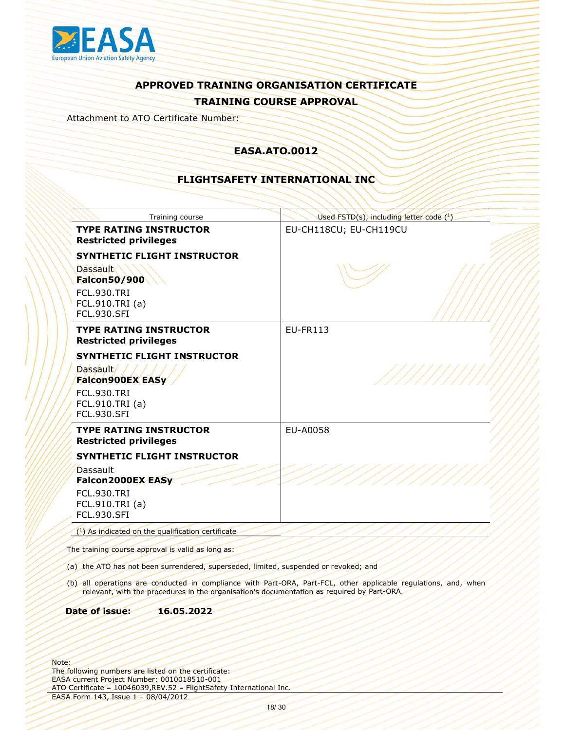## APPROVED TRAINING ORGANISATION CERTIFICATE

## TRAINING COURSE APPROVAL

Attachment to ATO Certificate Number:

**EASA.ATO.0012**

**FLIGHTSAFETY INTERNATIONAL INC**

| Training course | Used FSTD(s), including letter code ([1]) |
|---|---|
| **TYPE RATING INSTRUCTOR** **Restricted privileges** <br> **SYNTHETIC FLIGHT INSTRUCTOR** <br> Dassault **Falcon50/900** <br> FCL.930.TRI <br> FCL.910.TRI (a) <br> FCL.930.SFI | EU-CH118CU; EU-CH119CU |
| **TYPE RATING INSTRUCTOR** **Restricted privileges** <br> **SYNTHETIC FLIGHT INSTRUCTOR** <br> Dassault **Falcon900EX EASy** <br> FCL.930.TRI <br> FCL.910.TRI (a) <br> FCL.930.SFI | EU-FR113 |
| **TYPE RATING INSTRUCTOR** **Restricted privileges** <br> **SYNTHETIC FLIGHT INSTRUCTOR** <br> Dassault **Falcon2000EX EASy** <br> FCL.930.TRI <br> FCL.910.TRI (a) <br> FCL.930.SFI | EU-A0058 |

([1]) As indicated on the qualification certificate

The training course approval is valid as long as:

(a) the ATO has not been surrendered, superseded, limited, suspended or revoked; and

(b) all operations are conducted in compliance with Part-ORA, Part-FCL, other applicable regulations, and, when relevant, with the procedures in the organisation's documentation as required by Part-ORA.

**Date of issue:** **16.05.2022**

Note:
The following numbers are listed on the certificate:
EASA current Project Number: 0010018510-001
ATO Certificate – 10046039,REV.52 – FlightSafety International Inc.

EASA Form 143, Issue 1 – 08/04/2012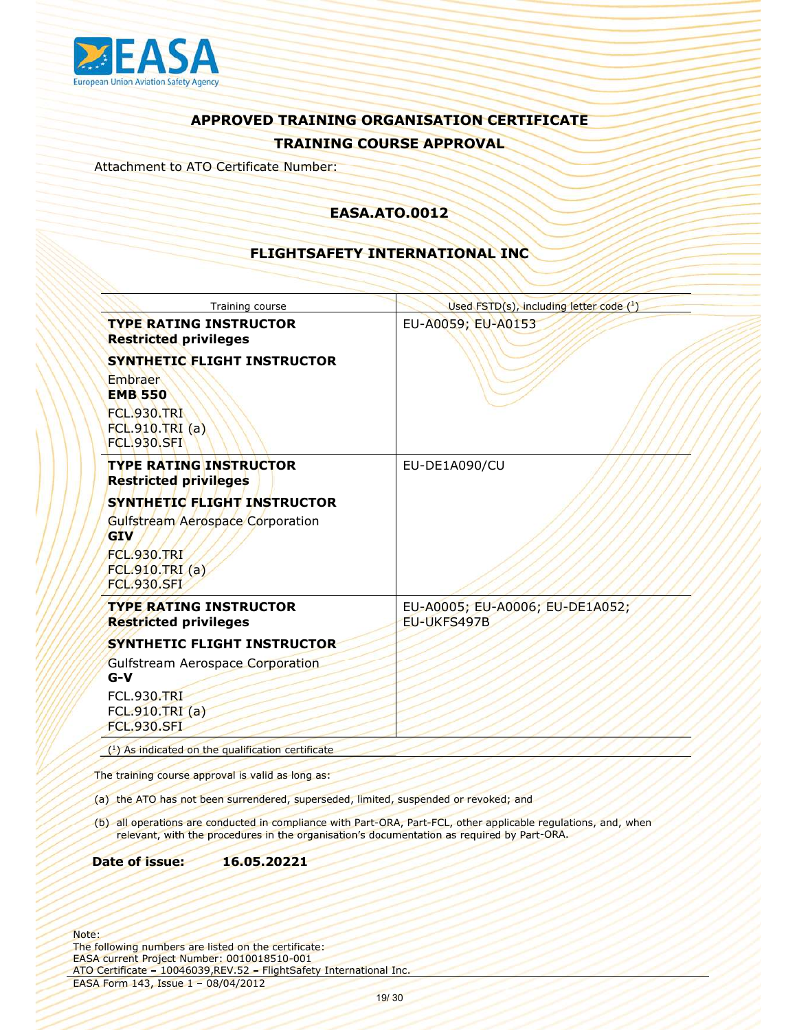## APPROVED TRAINING ORGANISATION CERTIFICATE

## TRAINING COURSE APPROVAL

Attachment to ATO Certificate Number:

**EASA.ATO.0012**

**FLIGHTSAFETY INTERNATIONAL INC**

| Training course | Used FSTD(s), including letter code (1) |
| --- | --- |
| **TYPE RATING INSTRUCTOR** **Restricted privileges** **SYNTHETIC FLIGHT INSTRUCTOR** Embraer **EMB 550** FCL.930.TRI FCL.910.TRI (a) FCL.930.SFI | EU-A0059; EU-A0153 |
| **TYPE RATING INSTRUCTOR** **Restricted privileges** **SYNTHETIC FLIGHT INSTRUCTOR** Gulfstream Aerospace Corporation **GIV** FCL.930.TRI FCL.910.TRI (a) FCL.930.SFI | EU-DE1A090/CU |
| **TYPE RATING INSTRUCTOR** **Restricted privileges** **SYNTHETIC FLIGHT INSTRUCTOR** Gulfstream Aerospace Corporation **G-V** FCL.930.TRI FCL.910.TRI (a) FCL.930.SFI | EU-A0005; EU-A0006; EU-DE1A052; EU-UKFS497B |

(1) As indicated on the qualification certificate

The training course approval is valid as long as:

(a) the ATO has not been surrendered, superseded, limited, suspended or revoked; and

(b) all operations are conducted in compliance with Part-ORA, Part-FCL, other applicable regulations, and, when relevant, with the procedures in the organisation's documentation as required by Part-ORA.

**Date of issue:** **16.05.20221**

Note:
The following numbers are listed on the certificate:
EASA current Project Number: 0010018510-001
ATO Certificate – 10046039,REV.52 – FlightSafety International Inc.

EASA Form 143, Issue 1 – 08/04/2012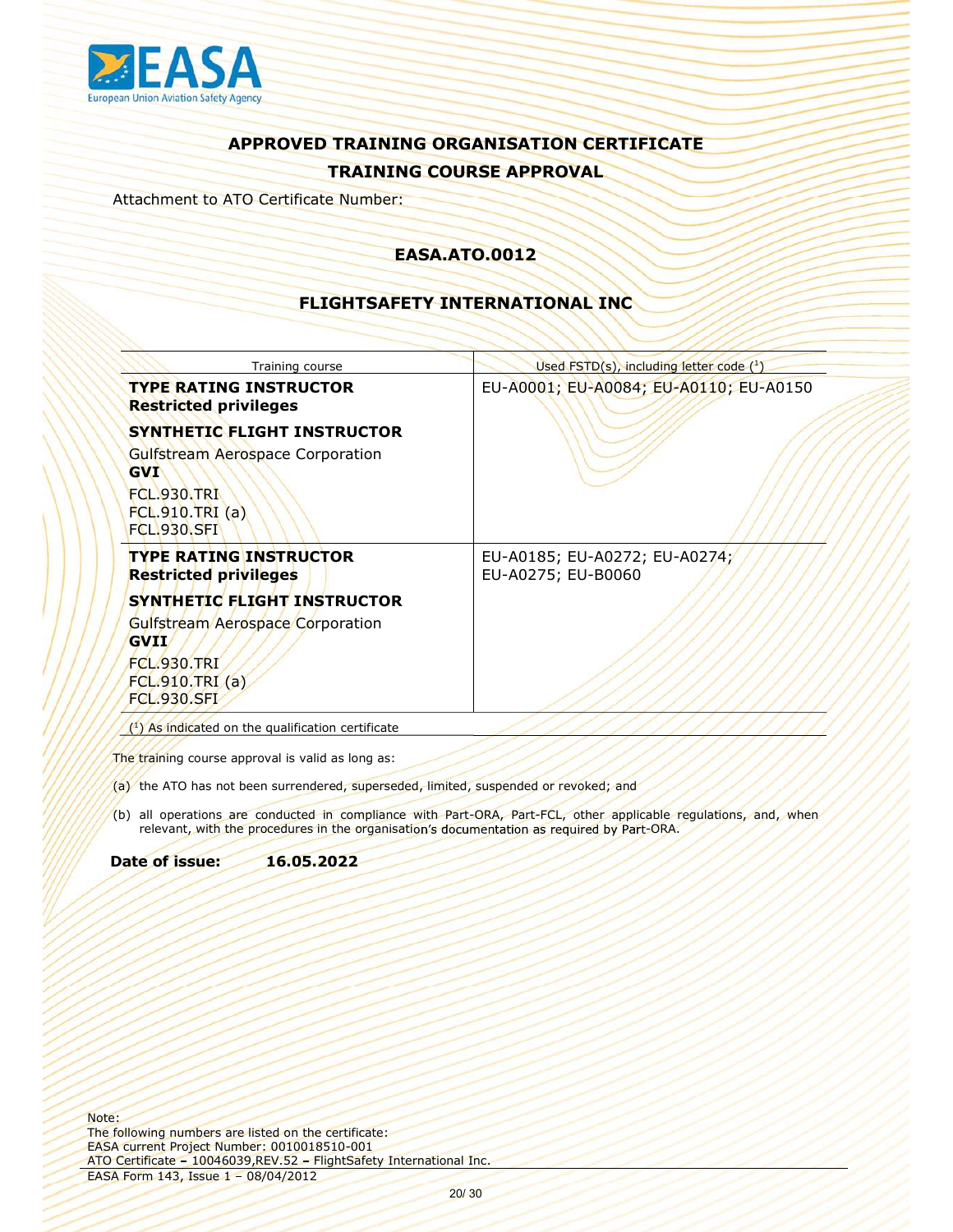**APPROVED TRAINING ORGANISATION CERTIFICATE**

**TRAINING COURSE APPROVAL**

Attachment to ATO Certificate Number:

**EASA.ATO.0012**

**FLIGHTSAFETY INTERNATIONAL INC**

| Training course | Used FSTD(s), including letter code [1] |
|---|---|
| **TYPE RATING INSTRUCTOR Restricted privileges**<br>**SYNTHETIC FLIGHT INSTRUCTOR**<br>Gulfstream Aerospace Corporation **GVI**<br>FCL.930.TRI<br>FCL.910.TRI (a)<br>FCL.930.SFI | EU-A0001; EU-A0084; EU-A0110; EU-A0150 |
| **TYPE RATING INSTRUCTOR Restricted privileges**<br>**SYNTHETIC FLIGHT INSTRUCTOR**<br>Gulfstream Aerospace Corporation **GVII**<br>FCL.930.TRI<br>FCL.910.TRI (a)<br>FCL.930.SFI | EU-A0185; EU-A0272; EU-A0274; EU-A0275; EU-B0060 |

[1] As indicated on the qualification certificate

The training course approval is valid as long as:

(a) the ATO has not been surrendered, superseded, limited, suspended or revoked; and

(b) all operations are conducted in compliance with Part-ORA, Part-FCL, other applicable regulations, and, when relevant, with the procedures in the organisation's documentation as required by Part-ORA.

**Date of issue:** **16.05.2022**

Note:
The following numbers are listed on the certificate:
EASA current Project Number: 0010018510-001
ATO Certificate – 10046039,REV.52 – FlightSafety International Inc.

EASA Form 143, Issue 1 – 08/04/2012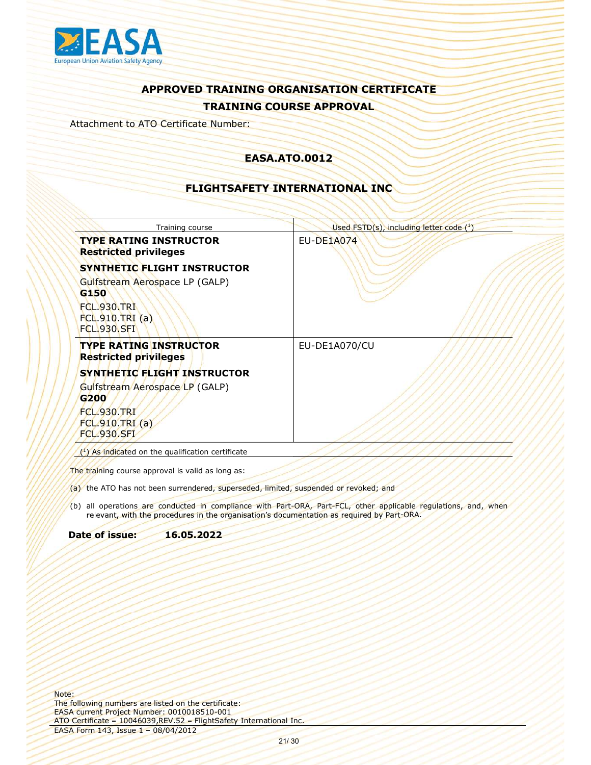## APPROVED TRAINING ORGANISATION CERTIFICATE

## TRAINING COURSE APPROVAL

Attachment to ATO Certificate Number:

### EASA.ATO.0012

### FLIGHTSAFETY INTERNATIONAL INC

| Training course | Used FSTD(s), including letter code [1] |
|---|---|
| **TYPE RATING INSTRUCTOR Restricted privileges**<br>**SYNTHETIC FLIGHT INSTRUCTOR**<br>Gulfstream Aerospace LP (GALP) **G150**<br>FCL.930.TRI<br>FCL.910.TRI (a)<br>FCL.930.SFI | EU-DE1A074 |
| **TYPE RATING INSTRUCTOR Restricted privileges**<br>**SYNTHETIC FLIGHT INSTRUCTOR**<br>Gulfstream Aerospace LP (GALP) **G200**<br>FCL.930.TRI<br>FCL.910.TRI (a)<br>FCL.930.SFI | EU-DE1A070/CU |

[1] As indicated on the qualification certificate

The training course approval is valid as long as:

(a) the ATO has not been surrendered, superseded, limited, suspended or revoked; and

(b) all operations are conducted in compliance with Part-ORA, Part-FCL, other applicable regulations, and, when relevant, with the procedures in the organisation's documentation as required by Part-ORA.

**Date of issue: 16.05.2022**

Note:
The following numbers are listed on the certificate:
EASA current Project Number: 0010018510-001
ATO Certificate – 10046039,REV.52 – FlightSafety International Inc.

EASA Form 143, Issue 1 – 08/04/2012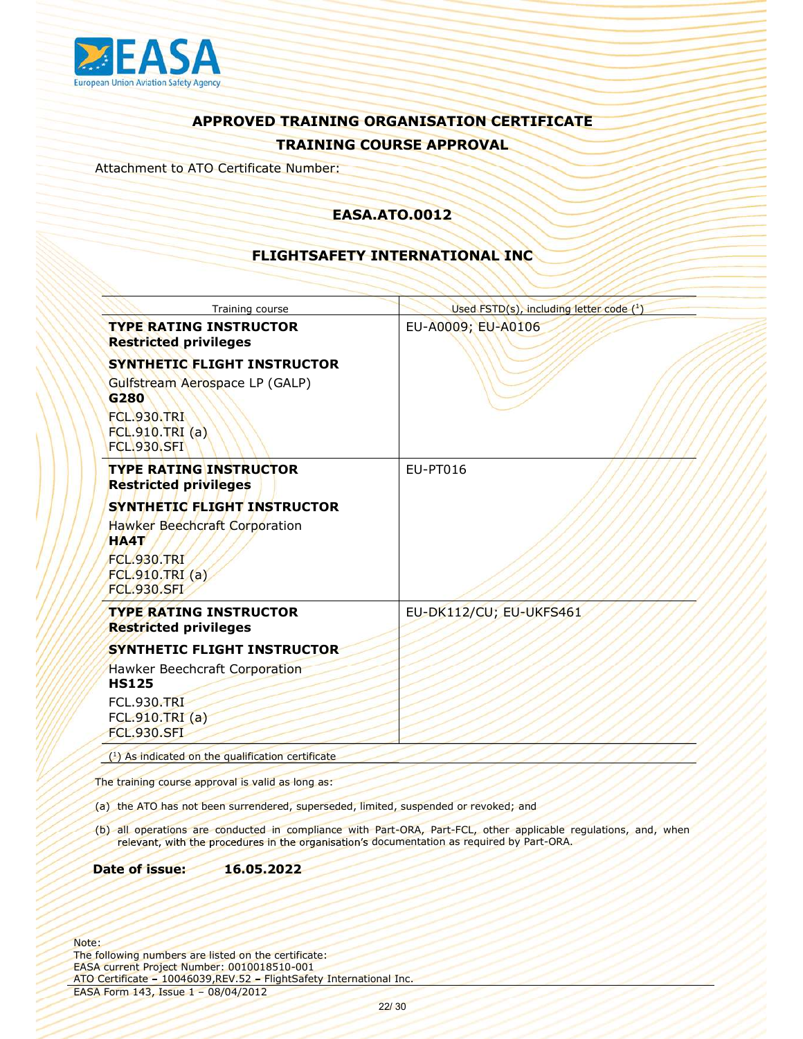## APPROVED TRAINING ORGANISATION CERTIFICATE

## TRAINING COURSE APPROVAL

Attachment to ATO Certificate Number:

**EASA.ATO.0012**

**FLIGHTSAFETY INTERNATIONAL INC**

| Training course | Used FSTD(s), including letter code ([1]) |
|---|---|
| **TYPE RATING INSTRUCTOR**<br>**Restricted privileges**<br><br>**SYNTHETIC FLIGHT INSTRUCTOR**<br><br>Gulfstream Aerospace LP (GALP)<br>**G280**<br><br>FCL.930.TRI<br>FCL.910.TRI (a)<br>FCL.930.SFI | EU-A0009; EU-A0106 |
| **TYPE RATING INSTRUCTOR**<br>**Restricted privileges**<br><br>**SYNTHETIC FLIGHT INSTRUCTOR**<br><br>Hawker Beechcraft Corporation<br>**HA4T**<br><br>FCL.930.TRI<br>FCL.910.TRI (a)<br>FCL.930.SFI | EU-PT016 |
| **TYPE RATING INSTRUCTOR**<br>**Restricted privileges**<br><br>**SYNTHETIC FLIGHT INSTRUCTOR**<br><br>Hawker Beechcraft Corporation<br>**HS125**<br><br>FCL.930.TRI<br>FCL.910.TRI (a)<br>FCL.930.SFI | EU-DK112/CU; EU-UKFS461 |

([1]) As indicated on the qualification certificate

The training course approval is valid as long as:

(a) the ATO has not been surrendered, superseded, limited, suspended or revoked; and

(b) all operations are conducted in compliance with Part-ORA, Part-FCL, other applicable regulations, and, when relevant, with the procedures in the organisation's documentation as required by Part-ORA.

**Date of issue:** **16.05.2022**

Note:
The following numbers are listed on the certificate:
EASA current Project Number: 0010018510-001
ATO Certificate – 10046039,REV.52 – FlightSafety International Inc.

EASA Form 143, Issue 1 – 08/04/2012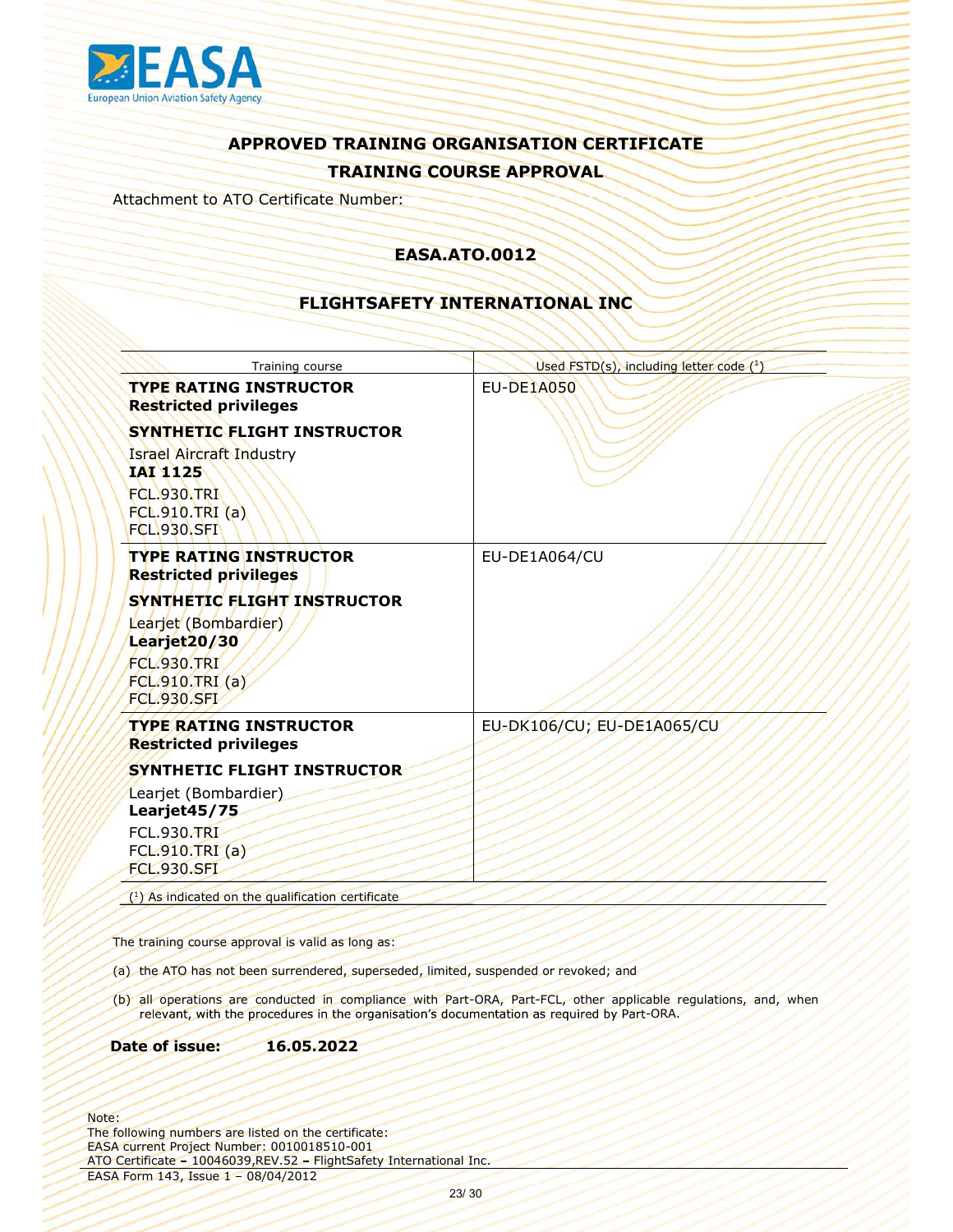## APPROVED TRAINING ORGANISATION CERTIFICATE

## TRAINING COURSE APPROVAL

Attachment to ATO Certificate Number:

### EASA.ATO.0012

### FLIGHTSAFETY INTERNATIONAL INC

| Training course | Used FSTD(s), including letter code [1] |
|---|---|
| **TYPE RATING INSTRUCTOR**<br>**Restricted privileges**<br>**SYNTHETIC FLIGHT INSTRUCTOR**<br>Israel Aircraft Industry<br>**IAI 1125**<br>FCL.930.TRI<br>FCL.910.TRI (a)<br>FCL.930.SFI | EU-DE1A050 |
| **TYPE RATING INSTRUCTOR**<br>**Restricted privileges**<br>**SYNTHETIC FLIGHT INSTRUCTOR**<br>Learjet (Bombardier)<br>**Learjet20/30**<br>FCL.930.TRI<br>FCL.910.TRI (a)<br>FCL.930.SFI | EU-DE1A064/CU |
| **TYPE RATING INSTRUCTOR**<br>**Restricted privileges**<br>**SYNTHETIC FLIGHT INSTRUCTOR**<br>Learjet (Bombardier)<br>**Learjet45/75**<br>FCL.930.TRI<br>FCL.910.TRI (a)<br>FCL.930.SFI | EU-DK106/CU; EU-DE1A065/CU |

([1]) As indicated on the qualification certificate

The training course approval is valid as long as:

(a) the ATO has not been surrendered, superseded, limited, suspended or revoked; and

(b) all operations are conducted in compliance with Part-ORA, Part-FCL, other applicable regulations, and, when relevant, with the procedures in the organisation's documentation as required by Part-ORA.

**Date of issue:** **16.05.2022**

Note:
The following numbers are listed on the certificate:
EASA current Project Number: 0010018510-001
ATO Certificate – 10046039,REV.52 – FlightSafety International Inc.

EASA Form 143, Issue 1 – 08/04/2012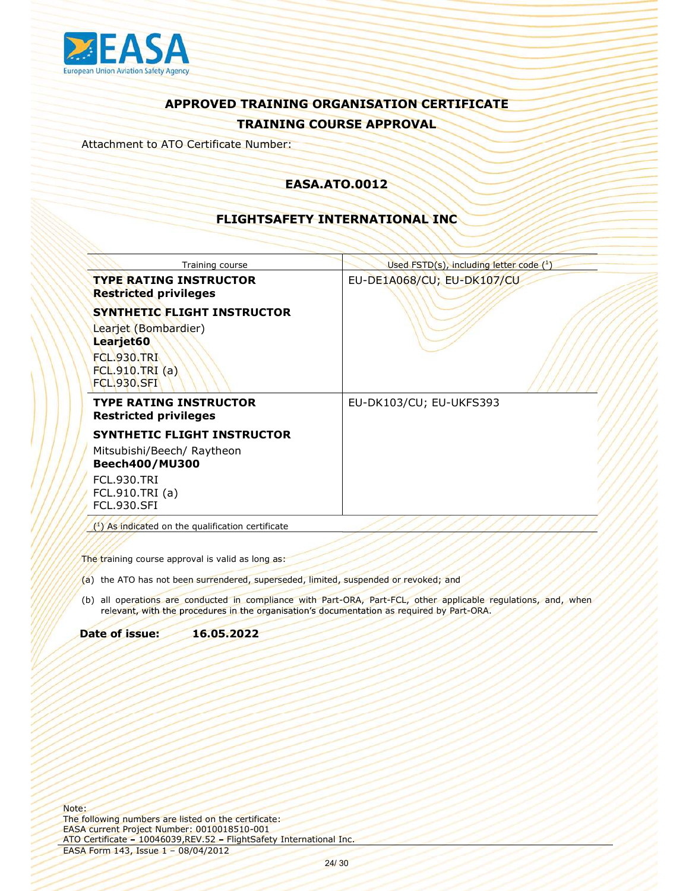# APPROVED TRAINING ORGANISATION CERTIFICATE

## TRAINING COURSE APPROVAL

Attachment to ATO Certificate Number:

**EASA.ATO.0012**

**FLIGHTSAFETY INTERNATIONAL INC**

| Training course | Used FSTD(s), including letter code ([1]) |
|---|---|
| **TYPE RATING INSTRUCTOR**<br>**Restricted privileges**<br><br>**SYNTHETIC FLIGHT INSTRUCTOR**<br>Learjet (Bombardier)<br>**Learjet60**<br>FCL.930.TRI<br>FCL.910.TRI (a)<br>FCL.930.SFI | EU-DE1A068/CU; EU-DK107/CU |
| **TYPE RATING INSTRUCTOR**<br>**Restricted privileges**<br><br>**SYNTHETIC FLIGHT INSTRUCTOR**<br>Mitsubishi/Beech/ Raytheon<br>**Beech400/MU300**<br>FCL.930.TRI<br>FCL.910.TRI (a)<br>FCL.930.SFI | EU-DK103/CU; EU-UKFS393 |

([1]) As indicated on the qualification certificate

The training course approval is valid as long as:

(a) the ATO has not been surrendered, superseded, limited, suspended or revoked; and

(b) all operations are conducted in compliance with Part-ORA, Part-FCL, other applicable regulations, and, when relevant, with the procedures in the organisation's documentation as required by Part-ORA.

**Date of issue: 16.05.2022**

Note:
The following numbers are listed on the certificate:
EASA current Project Number: 0010018510-001
ATO Certificate – 10046039,REV.52 – FlightSafety International Inc.

EASA Form 143, Issue 1 – 08/04/2012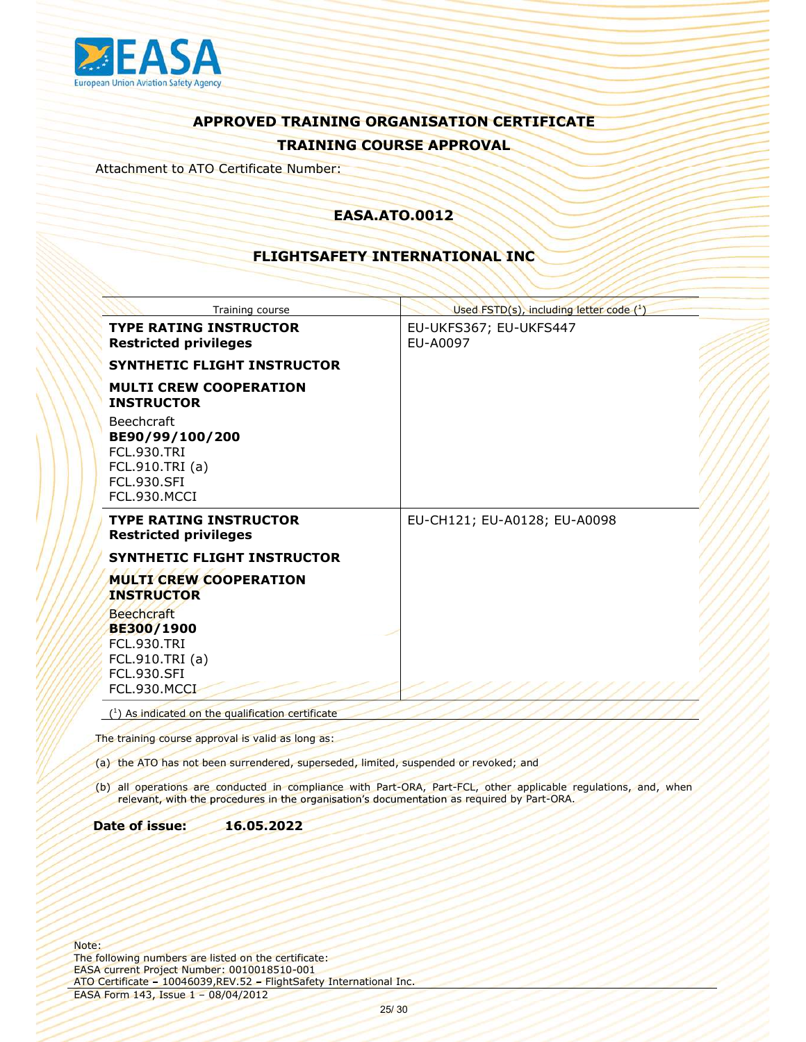# APPROVED TRAINING ORGANISATION CERTIFICATE

## TRAINING COURSE APPROVAL

Attachment to ATO Certificate Number:

### EASA.ATO.0012

### FLIGHTSAFETY INTERNATIONAL INC

| Training course | Used FSTD(s), including letter code [1] |
|---|---|
| **TYPE RATING INSTRUCTOR Restricted privileges**<br>**SYNTHETIC FLIGHT INSTRUCTOR**<br>**MULTI CREW COOPERATION INSTRUCTOR**<br>Beechcraft<br>**BE90/99/100/200**<br>FCL.930.TRI<br>FCL.910.TRI (a)<br>FCL.930.SFI<br>FCL.930.MCCI | EU-UKFS367; EU-UKFS447<br>EU-A0097 |
| **TYPE RATING INSTRUCTOR Restricted privileges**<br>**SYNTHETIC FLIGHT INSTRUCTOR**<br>**MULTI CREW COOPERATION INSTRUCTOR**<br>Beechcraft<br>**BE300/1900**<br>FCL.930.TRI<br>FCL.910.TRI (a)<br>FCL.930.SFI<br>FCL.930.MCCI | EU-CH121; EU-A0128; EU-A0098 |

([1]) As indicated on the qualification certificate

The training course approval is valid as long as:

(a) the ATO has not been surrendered, superseded, limited, suspended or revoked; and

(b) all operations are conducted in compliance with Part-ORA, Part-FCL, other applicable regulations, and, when relevant, with the procedures in the organisation's documentation as required by Part-ORA.

**Date of issue: 16.05.2022**

Note:
The following numbers are listed on the certificate:
EASA current Project Number: 0010018510-001
ATO Certificate – 10046039,REV.52 – FlightSafety International Inc.

EASA Form 143, Issue 1 – 08/04/2012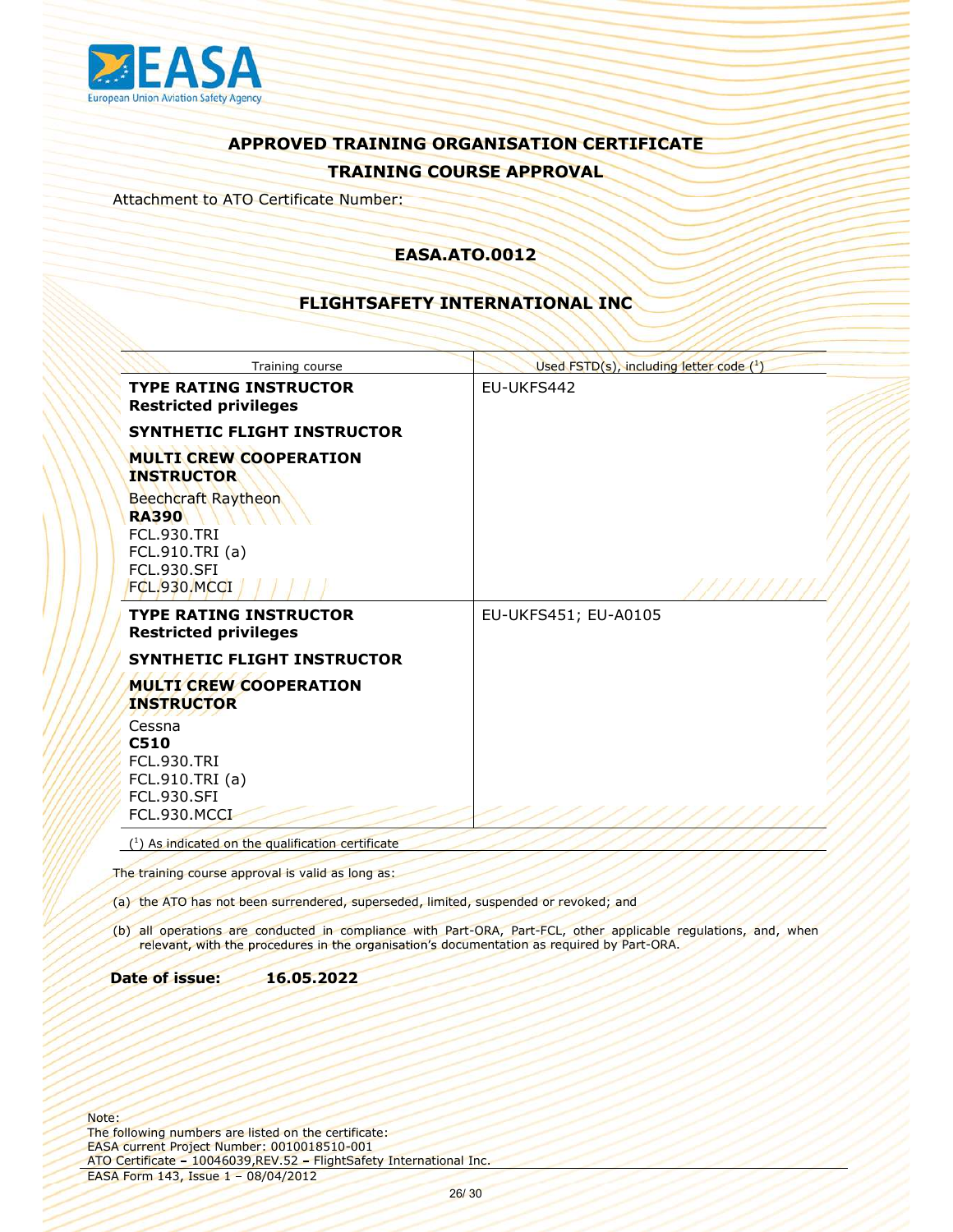EASA
European Union Aviation Safety Agency

## APPROVED TRAINING ORGANISATION CERTIFICATE

## TRAINING COURSE APPROVAL

Attachment to ATO Certificate Number:

### EASA.ATO.0012

### FLIGHTSAFETY INTERNATIONAL INC

| Training course | Used FSTD(s), including letter code ([1]) |
|---|---|
| **TYPE RATING INSTRUCTOR**<br>**Restricted privileges**<br><br>**SYNTHETIC FLIGHT INSTRUCTOR**<br><br>**MULTI CREW COOPERATION INSTRUCTOR**<br><br>Beechcraft Raytheon<br>**RA390**<br>FCL.930.TRI<br>FCL.910.TRI (a)<br>FCL.930.SFI<br>FCL.930.MCCI | EU-UKFS442 |
| **TYPE RATING INSTRUCTOR**<br>**Restricted privileges**<br><br>**SYNTHETIC FLIGHT INSTRUCTOR**<br><br>**MULTI CREW COOPERATION INSTRUCTOR**<br><br>Cessna<br>**C510**<br>FCL.930.TRI<br>FCL.910.TRI (a)<br>FCL.930.SFI<br>FCL.930.MCCI | EU-UKFS451; EU-A0105 |

([1]) As indicated on the qualification certificate

The training course approval is valid as long as:

(a) the ATO has not been surrendered, superseded, limited, suspended or revoked; and

(b) all operations are conducted in compliance with Part-ORA, Part-FCL, other applicable regulations, and, when relevant, with the procedures in the organisation's documentation as required by Part-ORA.

**Date of issue:** **16.05.2022**

Note:
The following numbers are listed on the certificate:
EASA current Project Number: 0010018510-001
ATO Certificate – 10046039,REV.52 – FlightSafety International Inc.

EASA Form 143, Issue 1 – 08/04/2012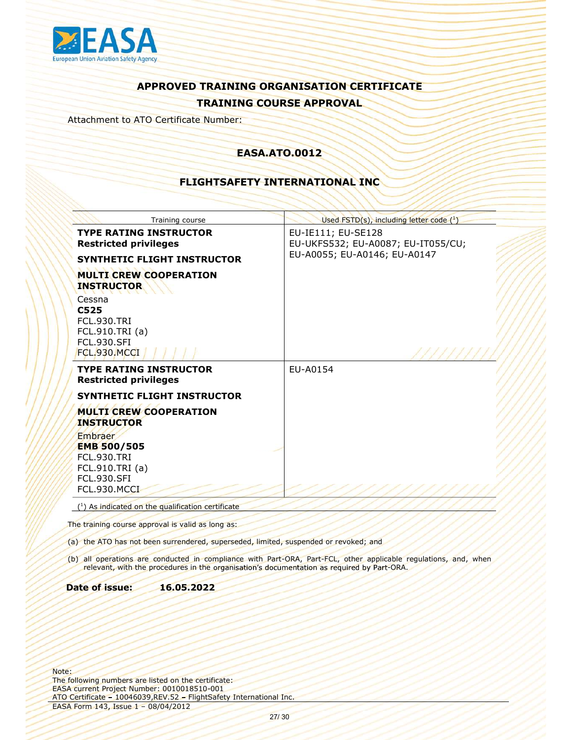EASA
European Union Aviation Safety Agency

## APPROVED TRAINING ORGANISATION CERTIFICATE

## TRAINING COURSE APPROVAL

Attachment to ATO Certificate Number:

### EASA.ATO.0012

### FLIGHTSAFETY INTERNATIONAL INC

| Training course | Used FSTD(s), including letter code ([1]) |
|---|---|
| **TYPE RATING INSTRUCTOR Restricted privileges**<br><br>**SYNTHETIC FLIGHT INSTRUCTOR**<br><br>**MULTI CREW COOPERATION INSTRUCTOR**<br><br>Cessna<br>**C525**<br>FCL.930.TRI<br>FCL.910.TRI (a)<br>FCL.930.SFI<br>FCL.930.MCCI | EU-IE111; EU-SE128<br>EU-UKFS532; EU-A0087; EU-IT055/CU;<br>EU-A0055; EU-A0146; EU-A0147 |
| **TYPE RATING INSTRUCTOR Restricted privileges**<br><br>**SYNTHETIC FLIGHT INSTRUCTOR**<br><br>**MULTI CREW COOPERATION INSTRUCTOR**<br><br>Embraer<br>**EMB 500/505**<br>FCL.930.TRI<br>FCL.910.TRI (a)<br>FCL.930.SFI<br>FCL.930.MCCI | EU-A0154 |

([1]) As indicated on the qualification certificate

The training course approval is valid as long as:

(a) the ATO has not been surrendered, superseded, limited, suspended or revoked; and

(b) all operations are conducted in compliance with Part-ORA, Part-FCL, other applicable regulations, and, when relevant, with the procedures in the organisation's documentation as required by Part-ORA.

**Date of issue:** **16.05.2022**

Note:
The following numbers are listed on the certificate:
EASA current Project Number: 0010018510-001
ATO Certificate – 10046039,REV.52 – FlightSafety International Inc.
EASA Form 143, Issue 1 – 08/04/2012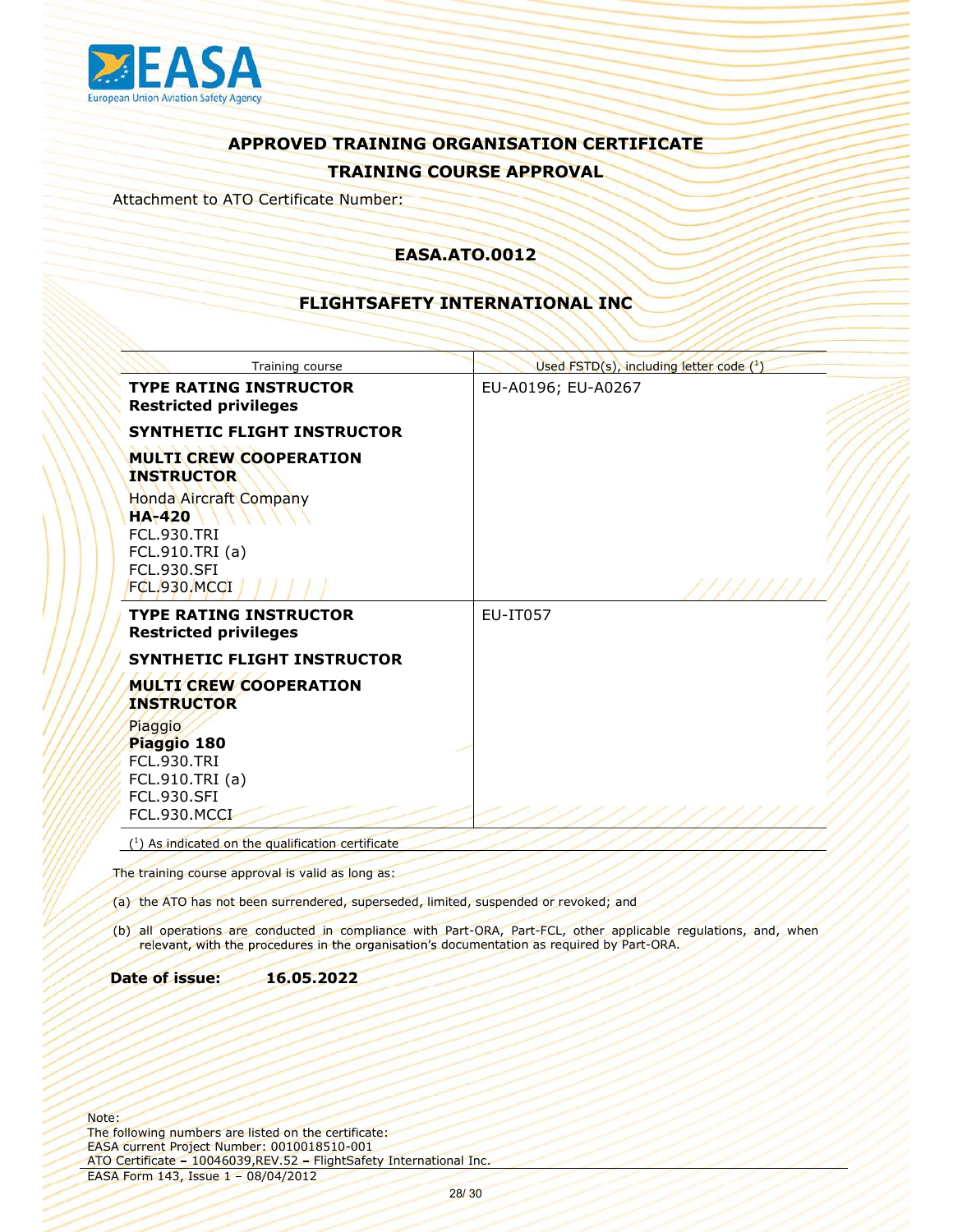## APPROVED TRAINING ORGANISATION CERTIFICATE

## TRAINING COURSE APPROVAL

Attachment to ATO Certificate Number:

**EASA.ATO.0012**

**FLIGHTSAFETY INTERNATIONAL INC**

| Training course | Used FSTD(s), including letter code [1] |
|---|---|
| **TYPE RATING INSTRUCTOR Restricted privileges**<br><br>**SYNTHETIC FLIGHT INSTRUCTOR**<br><br>**MULTI CREW COOPERATION INSTRUCTOR**<br><br>Honda Aircraft Company<br>**HA-420**<br>FCL.930.TRI<br>FCL.910.TRI (a)<br>FCL.930.SFI<br>FCL.930.MCCI | EU-A0196; EU-A0267 |
| **TYPE RATING INSTRUCTOR Restricted privileges**<br><br>**SYNTHETIC FLIGHT INSTRUCTOR**<br><br>**MULTI CREW COOPERATION INSTRUCTOR**<br><br>Piaggio<br>**Piaggio 180**<br>FCL.930.TRI<br>FCL.910.TRI (a)<br>FCL.930.SFI<br>FCL.930.MCCI | EU-IT057 |

[1] As indicated on the qualification certificate

The training course approval is valid as long as:

(a) the ATO has not been surrendered, superseded, limited, suspended or revoked; and

(b) all operations are conducted in compliance with Part-ORA, Part-FCL, other applicable regulations, and, when relevant, with the procedures in the organisation's documentation as required by Part-ORA.

**Date of issue:** **16.05.2022**

Note:
The following numbers are listed on the certificate:
EASA current Project Number: 0010018510-001
ATO Certificate – 10046039,REV.52 – FlightSafety International Inc.

EASA Form 143, Issue 1 – 08/04/2012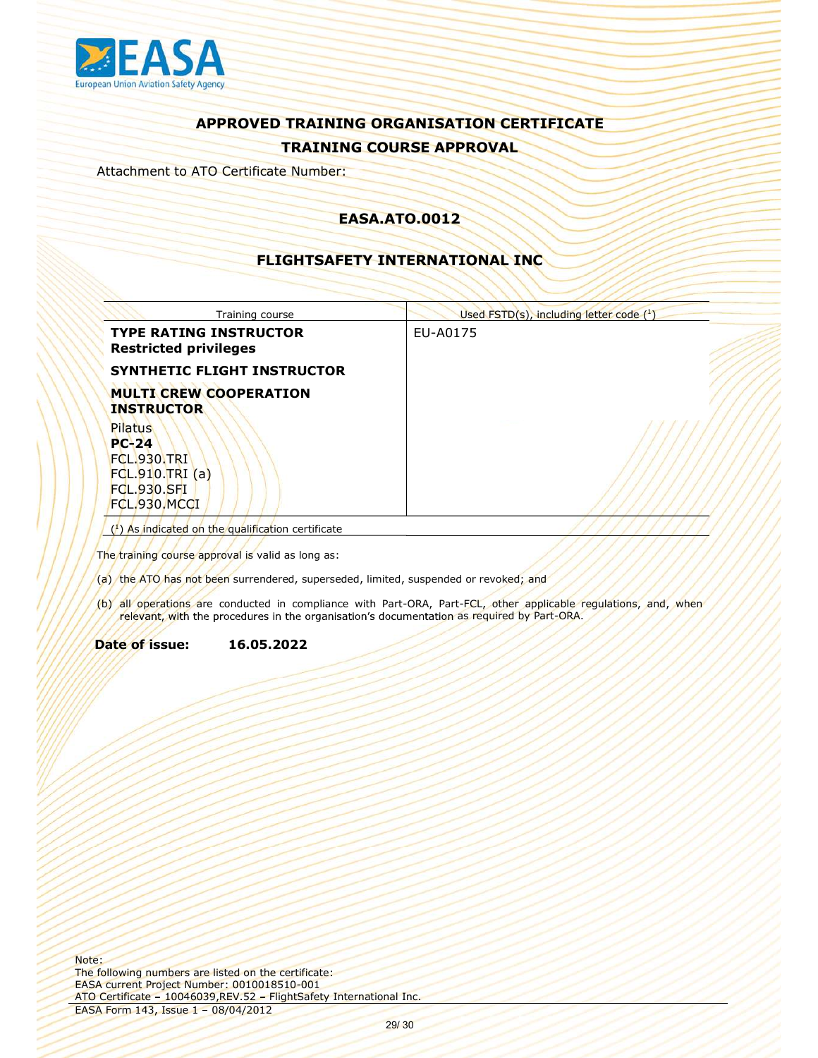## APPROVED TRAINING ORGANISATION CERTIFICATE

## TRAINING COURSE APPROVAL

Attachment to ATO Certificate Number:

### EASA.ATO.0012

### FLIGHTSAFETY INTERNATIONAL INC

| Training course | Used FSTD(s), including letter code [1] |
| --- | --- |
| **TYPE RATING INSTRUCTOR** **Restricted privileges** **SYNTHETIC FLIGHT INSTRUCTOR** **MULTI CREW COOPERATION INSTRUCTOR** Pilatus **PC-24** FCL.930.TRI FCL.910.TRI (a) FCL.930.SFI FCL.930.MCCI | EU-A0175 |

[1] As indicated on the qualification certificate

The training course approval is valid as long as:

(a) the ATO has not been surrendered, superseded, limited, suspended or revoked; and

(b) all operations are conducted in compliance with Part-ORA, Part-FCL, other applicable regulations, and, when relevant, with the procedures in the organisation's documentation as required by Part-ORA.

**Date of issue:** **16.05.2022**

Note:
The following numbers are listed on the certificate:
EASA current Project Number: 0010018510-001
ATO Certificate – 10046039,REV.52 – FlightSafety International Inc.

EASA Form 143, Issue 1 – 08/04/2012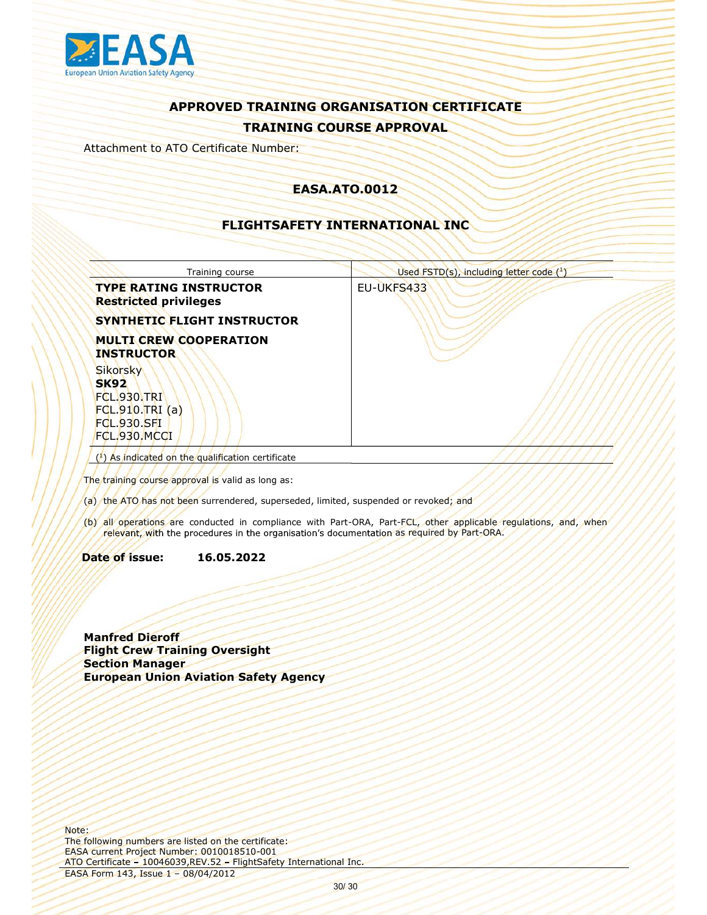## APPROVED TRAINING ORGANISATION CERTIFICATE

## TRAINING COURSE APPROVAL

Attachment to ATO Certificate Number:

### EASA.ATO.0012

### FLIGHTSAFETY INTERNATIONAL INC

| Training course | Used FSTD(s), including letter code [1] |
|---|---|
| **TYPE RATING INSTRUCTOR**<br>**Restricted privileges**<br><br>**SYNTHETIC FLIGHT INSTRUCTOR**<br><br>**MULTI CREW COOPERATION INSTRUCTOR**<br>Sikorsky<br>**SK92**<br>FCL.930.TRI<br>FCL.910.TRI (a)<br>FCL.930.SFI<br>FCL.930.MCCI | EU-UKFS433 |

[1] As indicated on the qualification certificate

The training course approval is valid as long as:

(a) the ATO has not been surrendered, superseded, limited, suspended or revoked; and

(b) all operations are conducted in compliance with Part-ORA, Part-FCL, other applicable regulations, and, when relevant, with the procedures in the organisation's documentation as required by Part-ORA.

**Date of issue:** **16.05.2022**

**Manfred Dieroff**
**Flight Crew Training Oversight**
**Section Manager**
**European Union Aviation Safety Agency**

Note:
The following numbers are listed on the certificate:
EASA current Project Number: 0010018510-001
ATO Certificate – 10046039,REV.52 – FlightSafety International Inc.

EASA Form 143, Issue 1 – 08/04/2012